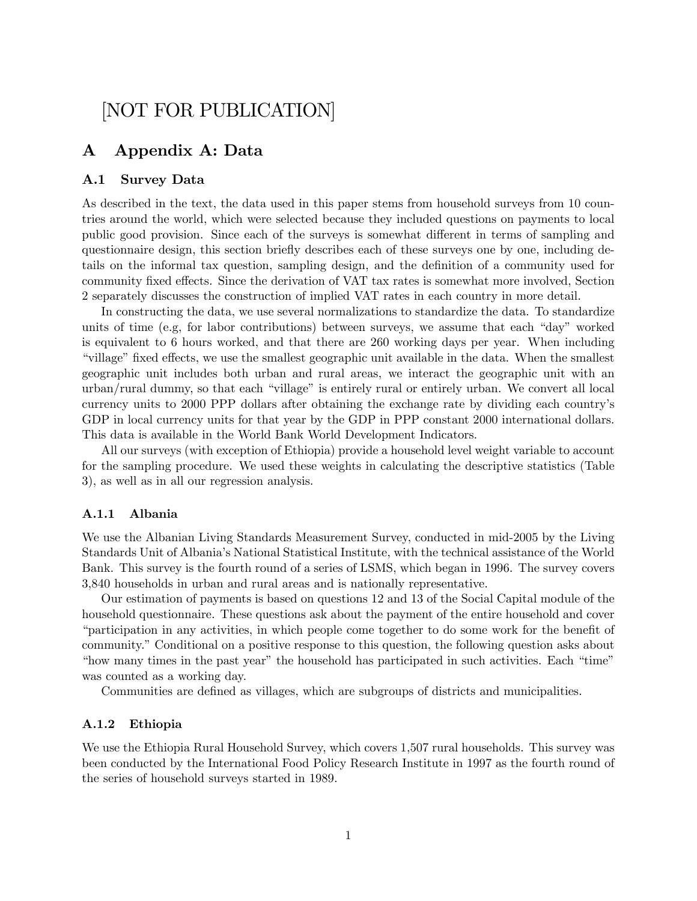[NOT FOR PUBLICATION]

# A Appendix A: Data

## A.1 Survey Data

As described in the text, the data used in this paper stems from household surveys from 10 countries around the world, which were selected because they included questions on payments to local public good provision. Since each of the surveys is somewhat different in terms of sampling and questionnaire design, this section briefly describes each of these surveys one by one, including details on the informal tax question, sampling design, and the definition of a community used for community fixed effects. Since the derivation of VAT tax rates is somewhat more involved, Section 2 separately discusses the construction of implied VAT rates in each country in more detail.

In constructing the data, we use several normalizations to standardize the data. To standardize units of time (e.g, for labor contributions) between surveys, we assume that each "day" worked is equivalent to 6 hours worked, and that there are 260 working days per year. When including "village" fixed effects, we use the smallest geographic unit available in the data. When the smallest geographic unit includes both urban and rural areas, we interact the geographic unit with an urban/rural dummy, so that each "village" is entirely rural or entirely urban. We convert all local currency units to 2000 PPP dollars after obtaining the exchange rate by dividing each country's GDP in local currency units for that year by the GDP in PPP constant 2000 international dollars. This data is available in the World Bank World Development Indicators.

All our surveys (with exception of Ethiopia) provide a household level weight variable to account for the sampling procedure. We used these weights in calculating the descriptive statistics (Table 3), as well as in all our regression analysis.

### A.1.1 Albania

We use the Albanian Living Standards Measurement Survey, conducted in mid-2005 by the Living Standards Unit of Albania's National Statistical Institute, with the technical assistance of the World Bank. This survey is the fourth round of a series of LSMS, which began in 1996. The survey covers 3,840 households in urban and rural areas and is nationally representative.

Our estimation of payments is based on questions 12 and 13 of the Social Capital module of the household questionnaire. These questions ask about the payment of the entire household and cover "participation in any activities, in which people come together to do some work for the benefit of community." Conditional on a positive response to this question, the following question asks about "how many times in the past year" the household has participated in such activities. Each "time" was counted as a working day.

Communities are defined as villages, which are subgroups of districts and municipalities.

### A.1.2 Ethiopia

We use the Ethiopia Rural Household Survey, which covers 1,507 rural households. This survey was been conducted by the International Food Policy Research Institute in 1997 as the fourth round of the series of household surveys started in 1989.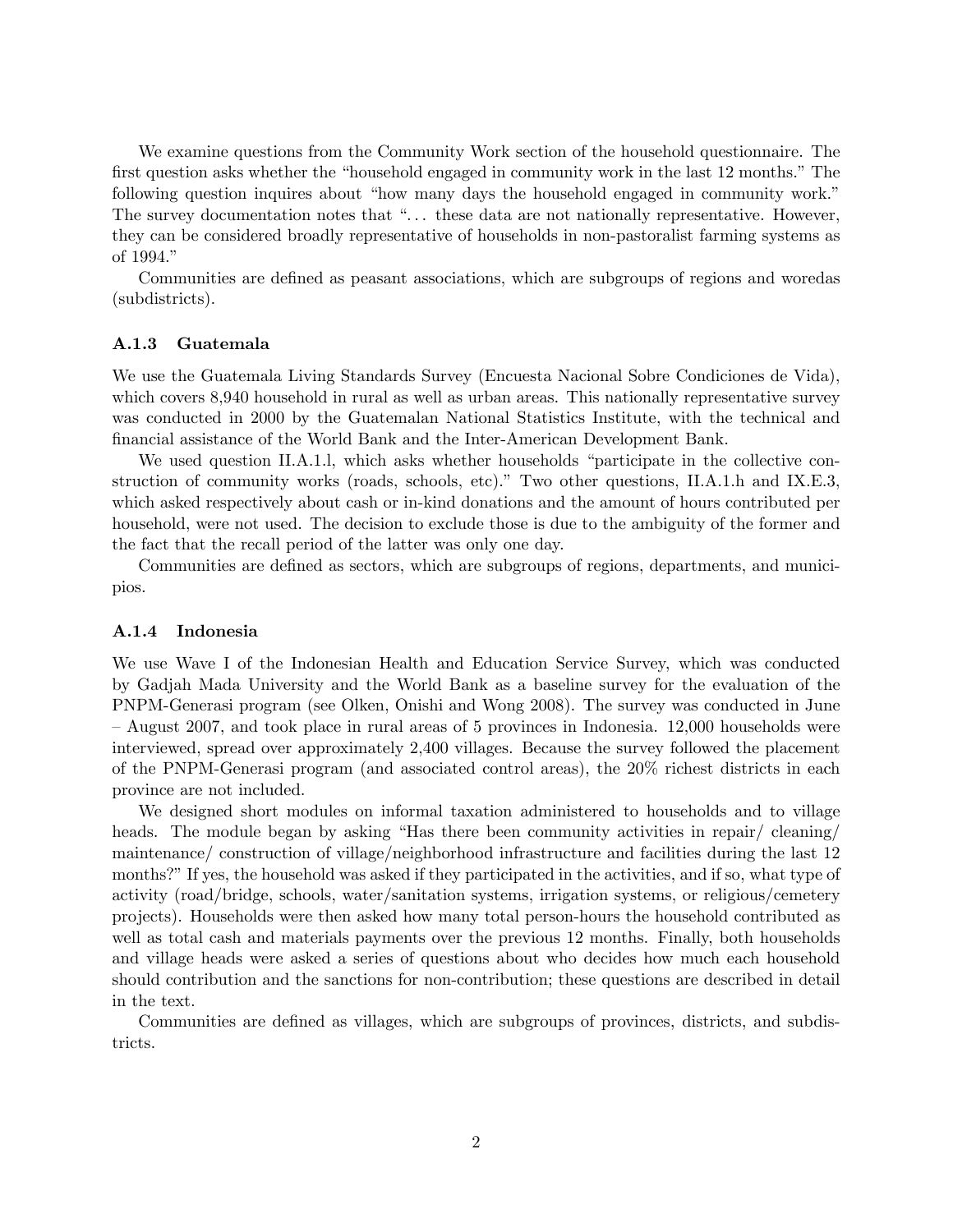We examine questions from the Community Work section of the household questionnaire. The first question asks whether the "household engaged in community work in the last 12 months." The following question inquires about "how many days the household engaged in community work." The survey documentation notes that "... these data are not nationally representative. However, they can be considered broadly representative of households in non-pastoralist farming systems as of 1994."

Communities are defined as peasant associations, which are subgroups of regions and woredas (subdistricts).

#### A.1.3 Guatemala

We use the Guatemala Living Standards Survey (Encuesta Nacional Sobre Condiciones de Vida), which covers 8,940 household in rural as well as urban areas. This nationally representative survey was conducted in 2000 by the Guatemalan National Statistics Institute, with the technical and financial assistance of the World Bank and the Inter-American Development Bank.

We used question II.A.1.l, which asks whether households "participate in the collective construction of community works (roads, schools, etc)." Two other questions, II.A.1.h and IX.E.3, which asked respectively about cash or in-kind donations and the amount of hours contributed per household, were not used. The decision to exclude those is due to the ambiguity of the former and the fact that the recall period of the latter was only one day.

Communities are defined as sectors, which are subgroups of regions, departments, and municipios.

#### A.1.4 Indonesia

We use Wave I of the Indonesian Health and Education Service Survey, which was conducted by Gadjah Mada University and the World Bank as a baseline survey for the evaluation of the PNPM-Generasi program (see Olken, Onishi and Wong 2008). The survey was conducted in June – August 2007, and took place in rural areas of 5 provinces in Indonesia. 12,000 households were interviewed, spread over approximately 2,400 villages. Because the survey followed the placement of the PNPM-Generasi program (and associated control areas), the 20% richest districts in each province are not included.

We designed short modules on informal taxation administered to households and to village heads. The module began by asking "Has there been community activities in repair/ cleaning/ maintenance/ construction of village/neighborhood infrastructure and facilities during the last 12 months?" If yes, the household was asked if they participated in the activities, and if so, what type of activity (road/bridge, schools, water/sanitation systems, irrigation systems, or religious/cemetery projects). Households were then asked how many total person-hours the household contributed as well as total cash and materials payments over the previous 12 months. Finally, both households and village heads were asked a series of questions about who decides how much each household should contribution and the sanctions for non-contribution; these questions are described in detail in the text.

Communities are defined as villages, which are subgroups of provinces, districts, and subdistricts.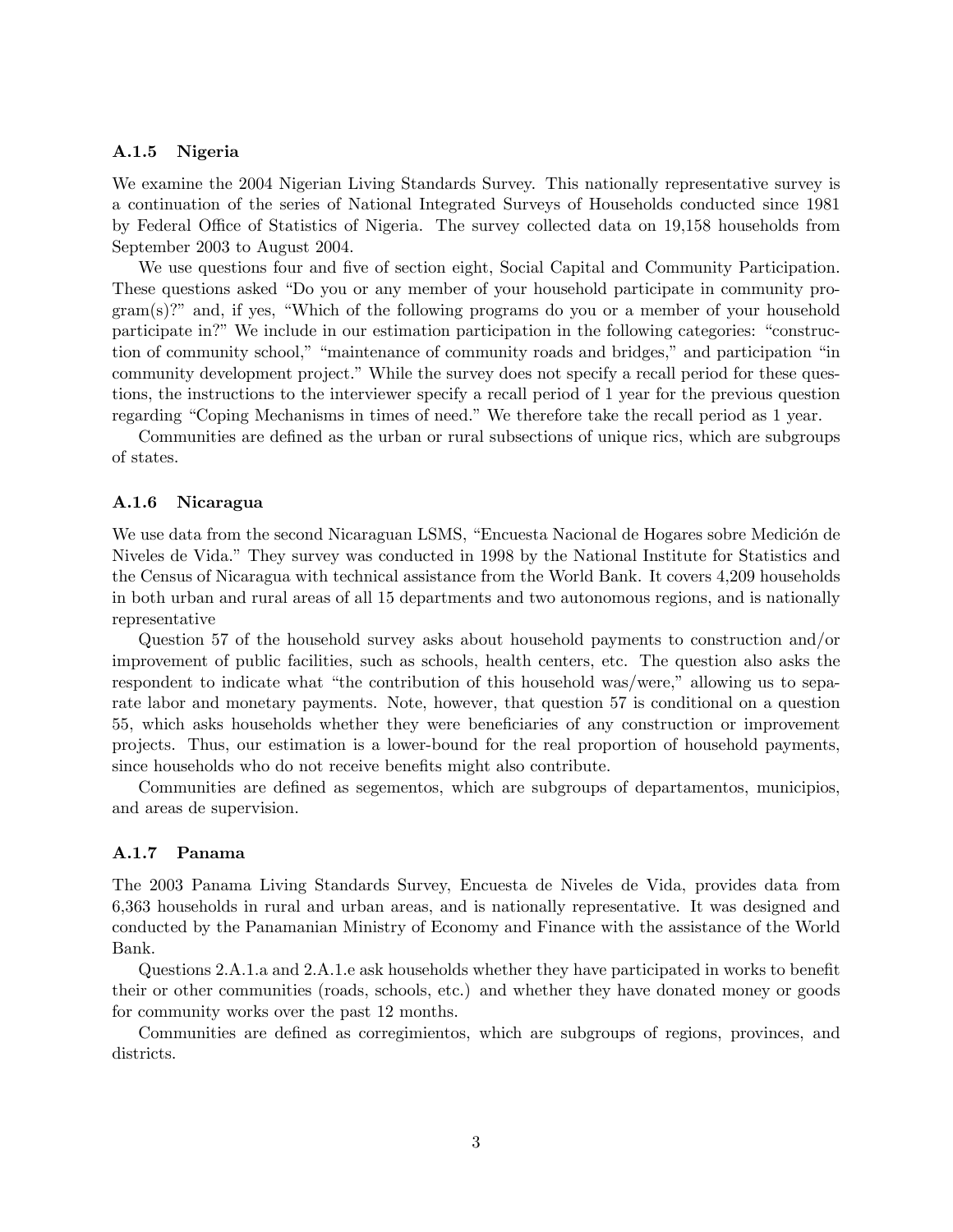### A.1.5 Nigeria

We examine the 2004 Nigerian Living Standards Survey. This nationally representative survey is a continuation of the series of National Integrated Surveys of Households conducted since 1981 by Federal Office of Statistics of Nigeria. The survey collected data on 19,158 households from September 2003 to August 2004.

We use questions four and five of section eight, Social Capital and Community Participation. These questions asked "Do you or any member of your household participate in community program(s)?" and, if yes, "Which of the following programs do you or a member of your household participate in?" We include in our estimation participation in the following categories: "construction of community school," "maintenance of community roads and bridges," and participation "in community development project." While the survey does not specify a recall period for these questions, the instructions to the interviewer specify a recall period of 1 year for the previous question regarding "Coping Mechanisms in times of need." We therefore take the recall period as 1 year.

Communities are defined as the urban or rural subsections of unique rics, which are subgroups of states.

### A.1.6 Nicaragua

We use data from the second Nicaraguan LSMS, "Encuesta Nacional de Hogares sobre Medición de Niveles de Vida." They survey was conducted in 1998 by the National Institute for Statistics and the Census of Nicaragua with technical assistance from the World Bank. It covers 4,209 households in both urban and rural areas of all 15 departments and two autonomous regions, and is nationally representative

Question 57 of the household survey asks about household payments to construction and/or improvement of public facilities, such as schools, health centers, etc. The question also asks the respondent to indicate what "the contribution of this household was/were," allowing us to separate labor and monetary payments. Note, however, that question 57 is conditional on a question 55, which asks households whether they were beneficiaries of any construction or improvement projects. Thus, our estimation is a lower-bound for the real proportion of household payments, since households who do not receive benefits might also contribute.

Communities are defined as segementos, which are subgroups of departamentos, municipios, and areas de supervision.

### A.1.7 Panama

The 2003 Panama Living Standards Survey, Encuesta de Niveles de Vida, provides data from 6,363 households in rural and urban areas, and is nationally representative. It was designed and conducted by the Panamanian Ministry of Economy and Finance with the assistance of the World Bank.

Questions 2.A.1.a and 2.A.1.e ask households whether they have participated in works to benefit their or other communities (roads, schools, etc.) and whether they have donated money or goods for community works over the past 12 months.

Communities are defined as corregimientos, which are subgroups of regions, provinces, and districts.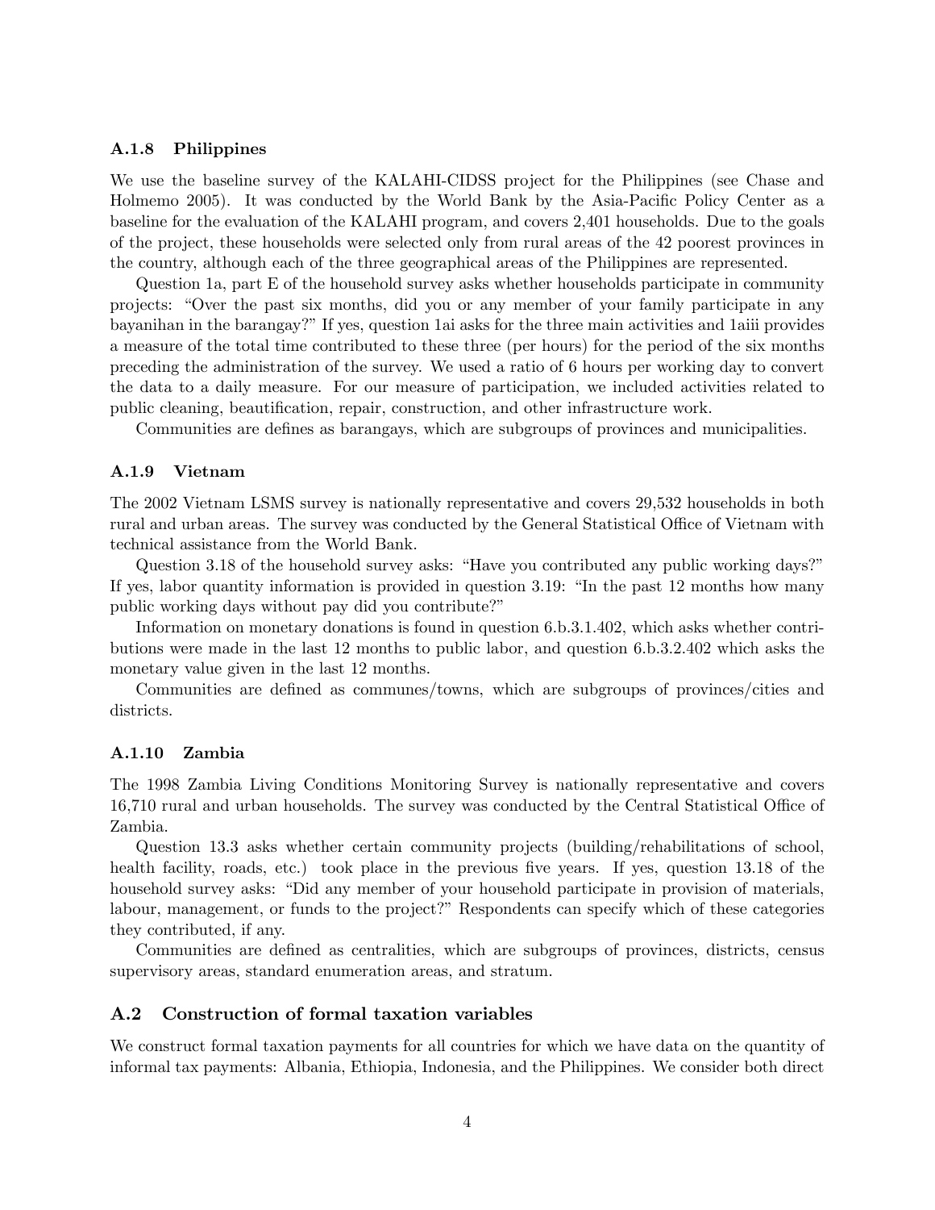### A.1.8 Philippines

We use the baseline survey of the KALAHI-CIDSS project for the Philippines (see Chase and Holmemo 2005). It was conducted by the World Bank by the Asia-Pacific Policy Center as a baseline for the evaluation of the KALAHI program, and covers 2,401 households. Due to the goals of the project, these households were selected only from rural areas of the 42 poorest provinces in the country, although each of the three geographical areas of the Philippines are represented.

Question 1a, part E of the household survey asks whether households participate in community projects: "Over the past six months, did you or any member of your family participate in any bayanihan in the barangay?" If yes, question 1ai asks for the three main activities and 1aiii provides a measure of the total time contributed to these three (per hours) for the period of the six months preceding the administration of the survey. We used a ratio of 6 hours per working day to convert the data to a daily measure. For our measure of participation, we included activities related to public cleaning, beautification, repair, construction, and other infrastructure work.

Communities are defines as barangays, which are subgroups of provinces and municipalities.

### A.1.9 Vietnam

The 2002 Vietnam LSMS survey is nationally representative and covers 29,532 households in both rural and urban areas. The survey was conducted by the General Statistical Office of Vietnam with technical assistance from the World Bank.

Question 3.18 of the household survey asks: "Have you contributed any public working days?" If yes, labor quantity information is provided in question 3.19: "In the past 12 months how many public working days without pay did you contribute?"

Information on monetary donations is found in question 6.b.3.1.402, which asks whether contributions were made in the last 12 months to public labor, and question 6.b.3.2.402 which asks the monetary value given in the last 12 months.

Communities are defined as communes/towns, which are subgroups of provinces/cities and districts.

### A.1.10 Zambia

The 1998 Zambia Living Conditions Monitoring Survey is nationally representative and covers 16,710 rural and urban households. The survey was conducted by the Central Statistical Office of Zambia.

Question 13.3 asks whether certain community projects (building/rehabilitations of school, health facility, roads, etc.) took place in the previous five years. If yes, question 13.18 of the household survey asks: "Did any member of your household participate in provision of materials, labour, management, or funds to the project?" Respondents can specify which of these categories they contributed, if any.

Communities are defined as centralities, which are subgroups of provinces, districts, census supervisory areas, standard enumeration areas, and stratum.

## A.2 Construction of formal taxation variables

We construct formal taxation payments for all countries for which we have data on the quantity of informal tax payments: Albania, Ethiopia, Indonesia, and the Philippines. We consider both direct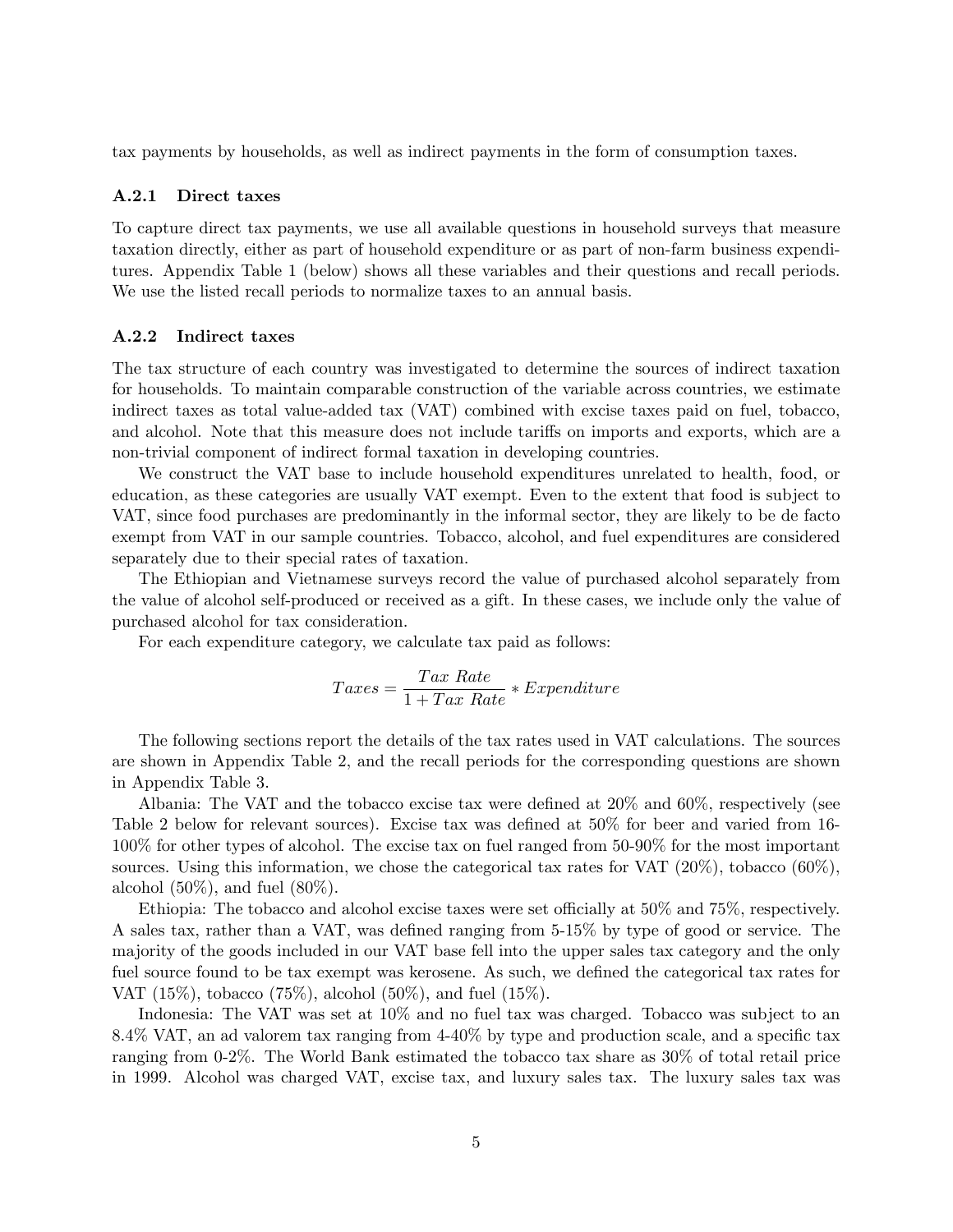tax payments by households, as well as indirect payments in the form of consumption taxes.

### A.2.1 Direct taxes

To capture direct tax payments, we use all available questions in household surveys that measure taxation directly, either as part of household expenditure or as part of non-farm business expenditures. Appendix Table 1 (below) shows all these variables and their questions and recall periods. We use the listed recall periods to normalize taxes to an annual basis.

### A.2.2 Indirect taxes

The tax structure of each country was investigated to determine the sources of indirect taxation for households. To maintain comparable construction of the variable across countries, we estimate indirect taxes as total value-added tax (VAT) combined with excise taxes paid on fuel, tobacco, and alcohol. Note that this measure does not include tariffs on imports and exports, which are a non-trivial component of indirect formal taxation in developing countries.

We construct the VAT base to include household expenditures unrelated to health, food, or education, as these categories are usually VAT exempt. Even to the extent that food is subject to VAT, since food purchases are predominantly in the informal sector, they are likely to be de facto exempt from VAT in our sample countries. Tobacco, alcohol, and fuel expenditures are considered separately due to their special rates of taxation.

The Ethiopian and Vietnamese surveys record the value of purchased alcohol separately from the value of alcohol self-produced or received as a gift. In these cases, we include only the value of purchased alcohol for tax consideration.

For each expenditure category, we calculate tax paid as follows:

$$Taxes = \frac{Tax\ Rate}{1 + Tax\ Rate} * Expenditure$$

The following sections report the details of the tax rates used in VAT calculations. The sources are shown in Appendix Table 2, and the recall periods for the corresponding questions are shown in Appendix Table 3.

Albania: The VAT and the tobacco excise tax were defined at 20% and 60%, respectively (see Table 2 below for relevant sources). Excise tax was defined at 50% for beer and varied from 16-100% for other types of alcohol. The excise tax on fuel ranged from 50-90% for the most important sources. Using this information, we chose the categorical tax rates for VAT (20%), tobacco (60%), alcohol (50%), and fuel (80%).

Ethiopia: The tobacco and alcohol excise taxes were set officially at 50% and 75%, respectively. A sales tax, rather than a VAT, was defined ranging from 5-15% by type of good or service. The majority of the goods included in our VAT base fell into the upper sales tax category and the only fuel source found to be tax exempt was kerosene. As such, we defined the categorical tax rates for VAT (15%), tobacco (75%), alcohol (50%), and fuel (15%).

Indonesia: The VAT was set at 10% and no fuel tax was charged. Tobacco was subject to an 8.4% VAT, an ad valorem tax ranging from 4-40% by type and production scale, and a specific tax ranging from 0-2%. The World Bank estimated the tobacco tax share as 30% of total retail price in 1999. Alcohol was charged VAT, excise tax, and luxury sales tax. The luxury sales tax was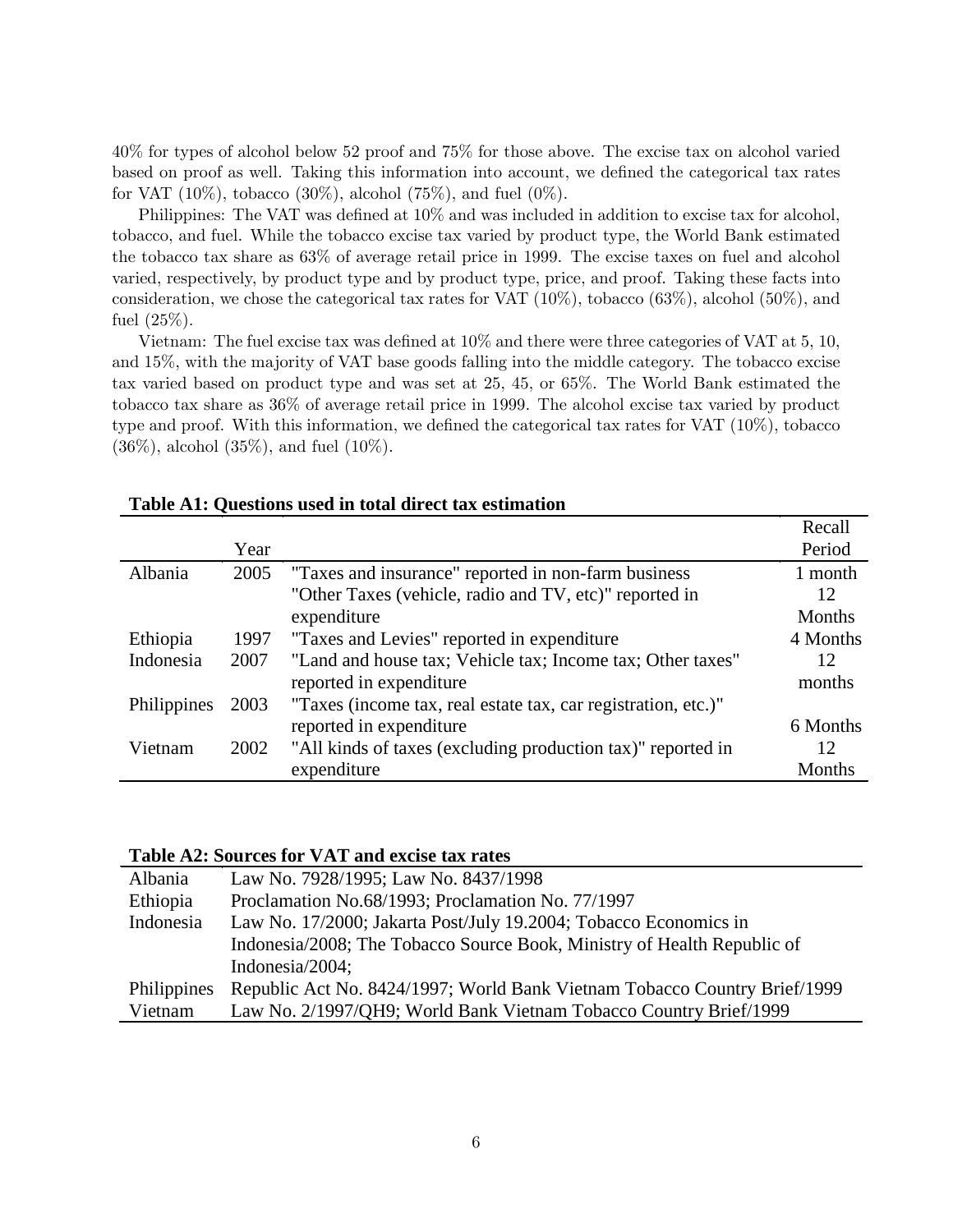40% for types of alcohol below 52 proof and 75% for those above. The excise tax on alcohol varied based on proof as well. Taking this information into account, we defined the categorical tax rates for VAT (10%), tobacco (30%), alcohol (75%), and fuel (0%).

Philippines: The VAT was defined at 10% and was included in addition to excise tax for alcohol, tobacco, and fuel. While the tobacco excise tax varied by product type, the World Bank estimated the tobacco tax share as 63% of average retail price in 1999. The excise taxes on fuel and alcohol varied, respectively, by product type and by product type, price, and proof. Taking these facts into consideration, we chose the categorical tax rates for VAT (10%), tobacco (63%), alcohol (50%), and fuel (25%).

Vietnam: The fuel excise tax was defined at 10% and there were three categories of VAT at 5, 10, and 15%, with the majority of VAT base goods falling into the middle category. The tobacco excise tax varied based on product type and was set at 25, 45, or 65%. The World Bank estimated the tobacco tax share as 36% of average retail price in 1999. The alcohol excise tax varied by product type and proof. With this information, we defined the categorical tax rates for VAT (10%), tobacco (36%), alcohol (35%), and fuel (10%).

**Table A1: Questions used in total direct tax estimation**

| | Year | | Recall Period |
|---|---|---|---|
| Albania | 2005 | "Taxes and insurance" reported in non-farm business | 1 month |
| | | "Other Taxes (vehicle, radio and TV, etc)" reported in expenditure | 12 Months |
| Ethiopia | 1997 | "Taxes and Levies" reported in expenditure | 4 Months |
| Indonesia | 2007 | "Land and house tax; Vehicle tax; Income tax; Other taxes" reported in expenditure | 12 months |
| Philippines | 2003 | "Taxes (income tax, real estate tax, car registration, etc.)" reported in expenditure | 6 Months |
| Vietnam | 2002 | "All kinds of taxes (excluding production tax)" reported in expenditure | 12 Months |

**Table A2: Sources for VAT and excise tax rates**

| | |
|---|---|
| Albania | Law No. 7928/1995; Law No. 8437/1998 |
| Ethiopia | Proclamation No.68/1993; Proclamation No. 77/1997 |
| Indonesia | Law No. 17/2000; Jakarta Post/July 19.2004; Tobacco Economics in Indonesia/2008; The Tobacco Source Book, Ministry of Health Republic of Indonesia/2004; |
| Philippines | Republic Act No. 8424/1997; World Bank Vietnam Tobacco Country Brief/1999 |
| Vietnam | Law No. 2/1997/QH9; World Bank Vietnam Tobacco Country Brief/1999 |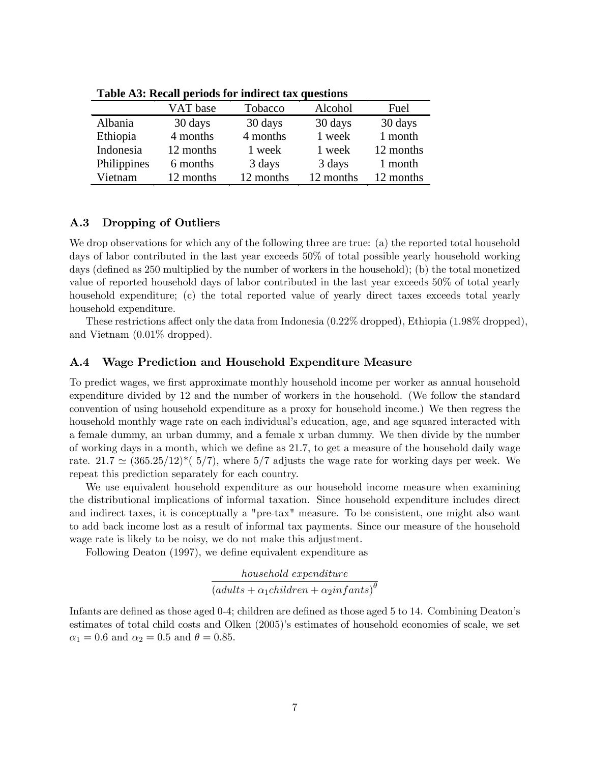**Table A3: Recall periods for indirect tax questions**

| | VAT base | Tobacco | Alcohol | Fuel |
|---|---|---|---|---|
| Albania | 30 days | 30 days | 30 days | 30 days |
| Ethiopia | 4 months | 4 months | 1 week | 1 month |
| Indonesia | 12 months | 1 week | 1 week | 12 months |
| Philippines | 6 months | 3 days | 3 days | 1 month |
| Vietnam | 12 months | 12 months | 12 months | 12 months |

### A.3 Dropping of Outliers

We drop observations for which any of the following three are true: (a) the reported total household days of labor contributed in the last year exceeds 50% of total possible yearly household working days (defined as 250 multiplied by the number of workers in the household); (b) the total monetized value of reported household days of labor contributed in the last year exceeds 50% of total yearly household expenditure; (c) the total reported value of yearly direct taxes exceeds total yearly household expenditure.

These restrictions affect only the data from Indonesia (0.22% dropped), Ethiopia (1.98% dropped), and Vietnam (0.01% dropped).

### A.4 Wage Prediction and Household Expenditure Measure

To predict wages, we first approximate monthly household income per worker as annual household expenditure divided by 12 and the number of workers in the household. (We follow the standard convention of using household expenditure as a proxy for household income.) We then regress the household monthly wage rate on each individual's education, age, and age squared interacted with a female dummy, an urban dummy, and a female x urban dummy. We then divide by the number of working days in a month, which we define as 21.7, to get a measure of the household daily wage rate. $21.7 \simeq (365.25/12)*(5/7)$, where 5/7 adjusts the wage rate for working days per week. We repeat this prediction separately for each country.

We use equivalent household expenditure as our household income measure when examining the distributional implications of informal taxation. Since household expenditure includes direct and indirect taxes, it is conceptually a "pre-tax" measure. To be consistent, one might also want to add back income lost as a result of informal tax payments. Since our measure of the household wage rate is likely to be noisy, we do not make this adjustment.

Following Deaton (1997), we define equivalent expenditure as

$$\frac{household\ expenditure}{(adults + \alpha_1 children + \alpha_2 infants)^{\theta}}$$

Infants are defined as those aged 0-4; children are defined as those aged 5 to 14. Combining Deaton's estimates of total child costs and Olken (2005)'s estimates of household economies of scale, we set $\alpha_1 = 0.6$ and $\alpha_2 = 0.5$ and $\theta = 0.85$.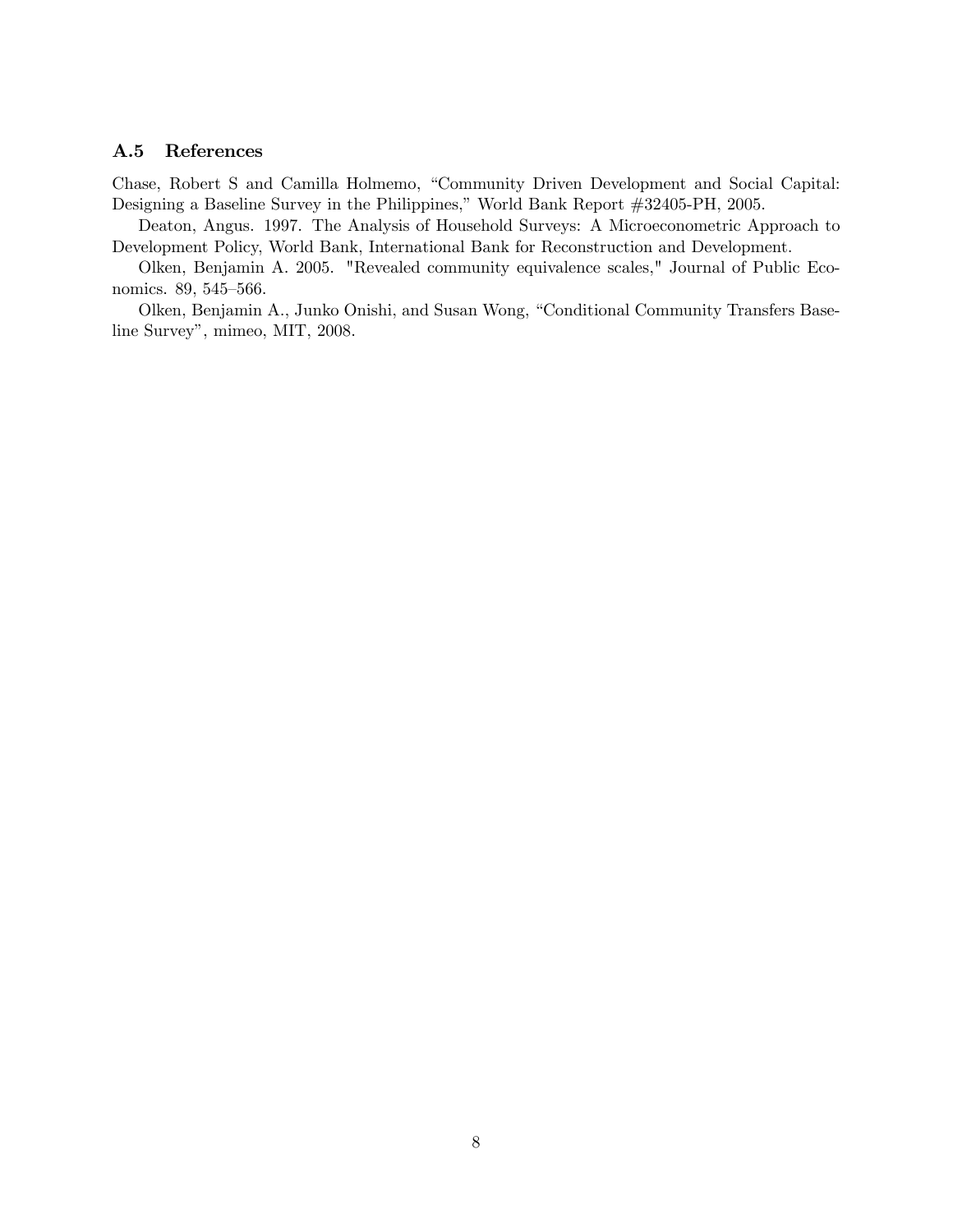### A.5 References

Chase, Robert S and Camilla Holmemo, "Community Driven Development and Social Capital: Designing a Baseline Survey in the Philippines," World Bank Report #32405-PH, 2005.

Deaton, Angus. 1997. The Analysis of Household Surveys: A Microeconometric Approach to Development Policy, World Bank, International Bank for Reconstruction and Development.

Olken, Benjamin A. 2005. "Revealed community equivalence scales," Journal of Public Economics. 89, 545–566.

Olken, Benjamin A., Junko Onishi, and Susan Wong, "Conditional Community Transfers Baseline Survey", mimeo, MIT, 2008.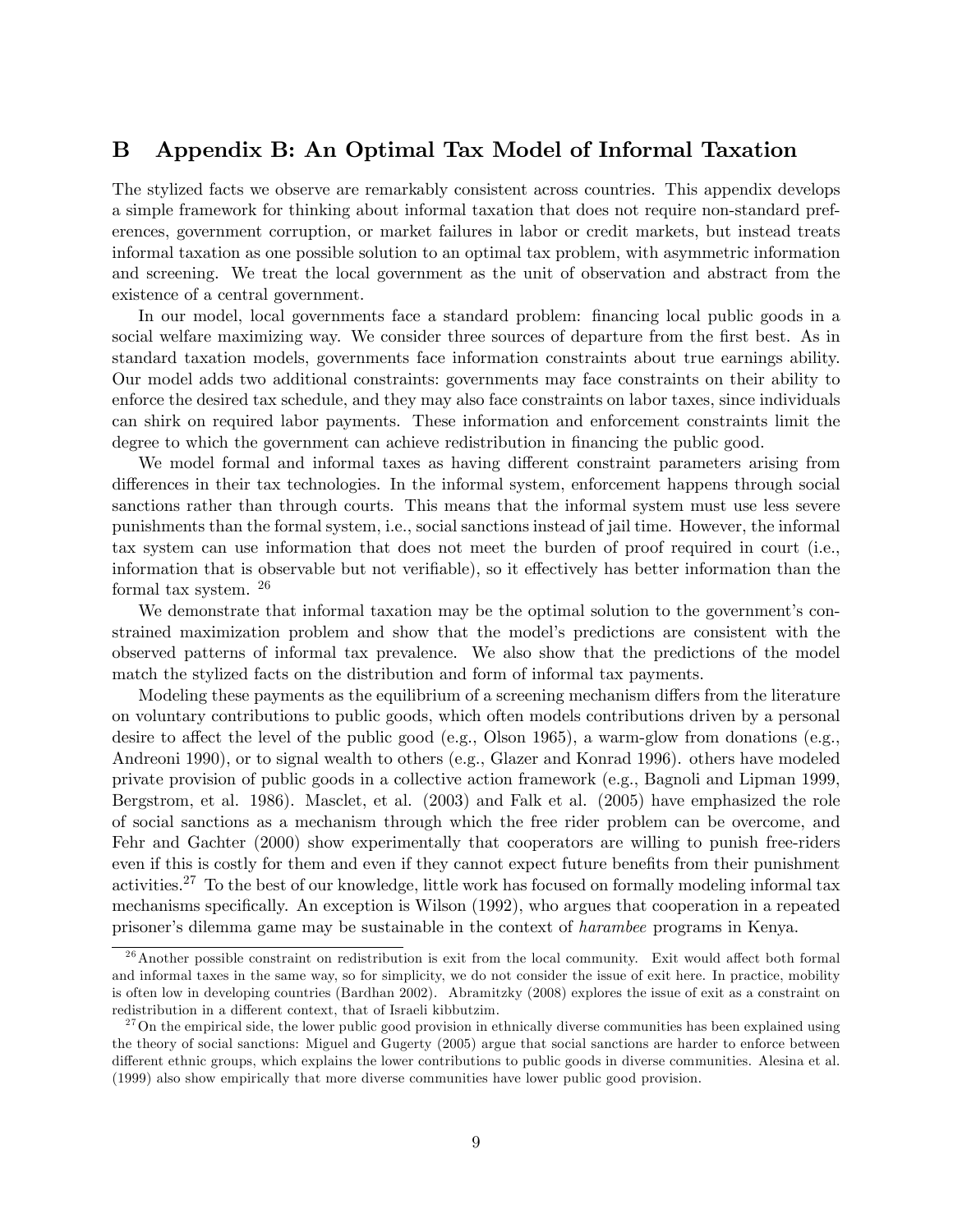# B Appendix B: An Optimal Tax Model of Informal Taxation

The stylized facts we observe are remarkably consistent across countries. This appendix develops a simple framework for thinking about informal taxation that does not require non-standard preferences, government corruption, or market failures in labor or credit markets, but instead treats informal taxation as one possible solution to an optimal tax problem, with asymmetric information and screening. We treat the local government as the unit of observation and abstract from the existence of a central government.

In our model, local governments face a standard problem: financing local public goods in a social welfare maximizing way. We consider three sources of departure from the first best. As in standard taxation models, governments face information constraints about true earnings ability. Our model adds two additional constraints: governments may face constraints on their ability to enforce the desired tax schedule, and they may also face constraints on labor taxes, since individuals can shirk on required labor payments. These information and enforcement constraints limit the degree to which the government can achieve redistribution in financing the public good.

We model formal and informal taxes as having different constraint parameters arising from differences in their tax technologies. In the informal system, enforcement happens through social sanctions rather than through courts. This means that the informal system must use less severe punishments than the formal system, i.e., social sanctions instead of jail time. However, the informal tax system can use information that does not meet the burden of proof required in court (i.e., information that is observable but not verifiable), so it effectively has better information than the formal tax system. [26]

We demonstrate that informal taxation may be the optimal solution to the government's constrained maximization problem and show that the model's predictions are consistent with the observed patterns of informal tax prevalence. We also show that the predictions of the model match the stylized facts on the distribution and form of informal tax payments.

Modeling these payments as the equilibrium of a screening mechanism differs from the literature on voluntary contributions to public goods, which often models contributions driven by a personal desire to affect the level of the public good (e.g., Olson 1965), a warm-glow from donations (e.g., Andreoni 1990), or to signal wealth to others (e.g., Glazer and Konrad 1996). others have modeled private provision of public goods in a collective action framework (e.g., Bagnoli and Lipman 1999, Bergstrom, et al. 1986). Masclet, et al. (2003) and Falk et al. (2005) have emphasized the role of social sanctions as a mechanism through which the free rider problem can be overcome, and Fehr and Gachter (2000) show experimentally that cooperators are willing to punish free-riders even if this is costly for them and even if they cannot expect future benefits from their punishment activities.[27] To the best of our knowledge, little work has focused on formally modeling informal tax mechanisms specifically. An exception is Wilson (1992), who argues that cooperation in a repeated prisoner's dilemma game may be sustainable in the context of *harambee* programs in Kenya.

[26] Another possible constraint on redistribution is exit from the local community. Exit would affect both formal and informal taxes in the same way, so for simplicity, we do not consider the issue of exit here. In practice, mobility is often low in developing countries (Bardhan 2002). Abramitzky (2008) explores the issue of exit as a constraint on redistribution in a different context, that of Israeli kibbutzim.

[27] On the empirical side, the lower public good provision in ethnically diverse communities has been explained using the theory of social sanctions: Miguel and Gugerty (2005) argue that social sanctions are harder to enforce between different ethnic groups, which explains the lower contributions to public goods in diverse communities. Alesina et al. (1999) also show empirically that more diverse communities have lower public good provision.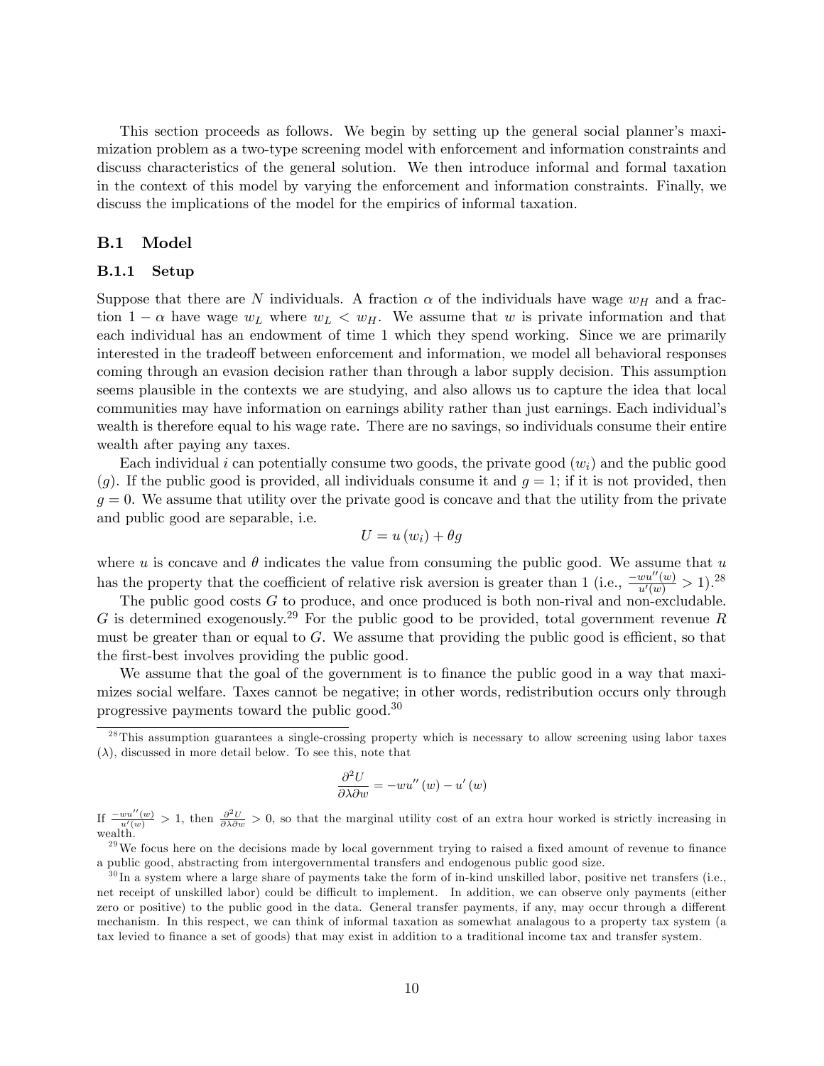This section proceeds as follows. We begin by setting up the general social planner's maximization problem as a two-type screening model with enforcement and information constraints and discuss characteristics of the general solution. We then introduce informal and formal taxation in the context of this model by varying the enforcement and information constraints. Finally, we discuss the implications of the model for the empirics of informal taxation.

## B.1 Model

### B.1.1 Setup

Suppose that there are $N$ individuals. A fraction $\alpha$ of the individuals have wage $w_H$ and a fraction $1-\alpha$ have wage $w_L$ where $w_L < w_H$. We assume that $w$ is private information and that each individual has an endowment of time 1 which they spend working. Since we are primarily interested in the tradeoff between enforcement and information, we model all behavioral responses coming through an evasion decision rather than through a labor supply decision. This assumption seems plausible in the contexts we are studying, and also allows us to capture the idea that local communities may have information on earnings ability rather than just earnings. Each individual's wealth is therefore equal to his wage rate. There are no savings, so individuals consume their entire wealth after paying any taxes.

Each individual $i$ can potentially consume two goods, the private good ($w_i$) and the public good ($g$). If the public good is provided, all individuals consume it and $g = 1$; if it is not provided, then $g = 0$. We assume that utility over the private good is concave and that the utility from the private and public good are separable, i.e.

$$U = u(w_i) + \theta g$$

where $u$ is concave and $\theta$ indicates the value from consuming the public good. We assume that $u$ has the property that the coefficient of relative risk aversion is greater than 1 (i.e., $\frac{-wu''(w)}{u'(w)} > 1$).[28]

The public good costs $G$ to produce, and once produced is both non-rival and non-excludable. $G$ is determined exogenously.[29] For the public good to be provided, total government revenue $R$ must be greater than or equal to $G$. We assume that providing the public good is efficient, so that the first-best involves providing the public good.

We assume that the goal of the government is to finance the public good in a way that maximizes social welfare. Taxes cannot be negative; in other words, redistribution occurs only through progressive payments toward the public good.[30]

---

[28] This assumption guarantees a single-crossing property which is necessary to allow screening using labor taxes ($\lambda$), discussed in more detail below. To see this, note that

$$\frac{\partial^2 U}{\partial \lambda \partial w} = -wu''(w) - u'(w)$$

If $\frac{-wu''(w)}{u'(w)} > 1$, then $\frac{\partial^2 U}{\partial \lambda \partial w} > 0$, so that the marginal utility cost of an extra hour worked is strictly increasing in wealth.

[29] We focus here on the decisions made by local government trying to raised a fixed amount of revenue to finance a public good, abstracting from intergovernmental transfers and endogenous public good size.

[30] In a system where a large share of payments take the form of in-kind unskilled labor, positive net transfers (i.e., net receipt of unskilled labor) could be difficult to implement. In addition, we can observe only payments (either zero or positive) to the public good in the data. General transfer payments, if any, may occur through a different mechanism. In this respect, we can think of informal taxation as somewhat analagous to a property tax system (a tax levied to finance a set of goods) that may exist in addition to a traditional income tax and transfer system.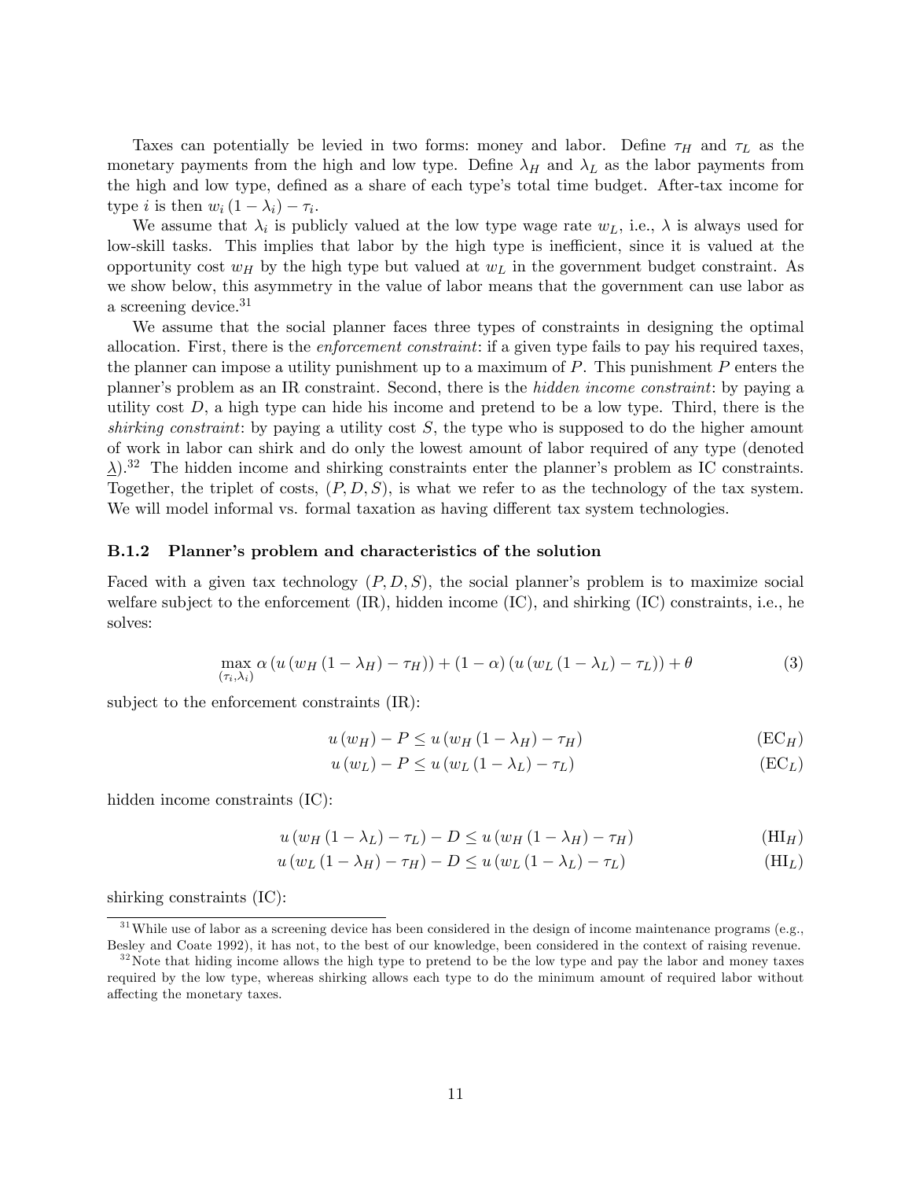Taxes can potentially be levied in two forms: money and labor. Define $\tau_H$ and $\tau_L$ as the monetary payments from the high and low type. Define $\lambda_H$ and $\lambda_L$ as the labor payments from the high and low type, defined as a share of each type's total time budget. After-tax income for type $i$ is then $w_i(1-\lambda_i)-\tau_i$.

We assume that $\lambda_i$ is publicly valued at the low type wage rate $w_L$, i.e., $\lambda$ is always used for low-skill tasks. This implies that labor by the high type is inefficient, since it is valued at the opportunity cost $w_H$ by the high type but valued at $w_L$ in the government budget constraint. As we show below, this asymmetry in the value of labor means that the government can use labor as a screening device.[31]

We assume that the social planner faces three types of constraints in designing the optimal allocation. First, there is the *enforcement constraint*: if a given type fails to pay his required taxes, the planner can impose a utility punishment up to a maximum of $P$. This punishment $P$ enters the planner's problem as an IR constraint. Second, there is the *hidden income constraint*: by paying a utility cost $D$, a high type can hide his income and pretend to be a low type. Third, there is the *shirking constraint*: by paying a utility cost $S$, the type who is supposed to do the higher amount of work in labor can shirk and do only the lowest amount of labor required of any type (denoted $\underline{\lambda}$).[32] The hidden income and shirking constraints enter the planner's problem as IC constraints. Together, the triplet of costs, $(P, D, S)$, is what we refer to as the technology of the tax system. We will model informal vs. formal taxation as having different tax system technologies.

### B.1.2 Planner's problem and characteristics of the solution

Faced with a given tax technology $(P, D, S)$, the social planner's problem is to maximize social welfare subject to the enforcement (IR), hidden income (IC), and shirking (IC) constraints, i.e., he solves:

$$\max_{(\tau_i,\lambda_i)} \alpha\left(u\left(w_H\left(1-\lambda_H\right)-\tau_H\right)\right)+(1-\alpha)\left(u\left(w_L\left(1-\lambda_L\right)-\tau_L\right)\right)+\theta \tag{3}$$

subject to the enforcement constraints (IR):

$$u\left(w_H\right)-P \leq u\left(w_H\left(1-\lambda_H\right)-\tau_H\right) \tag{EC$_H$}$$

$$u\left(w_L\right)-P \leq u\left(w_L\left(1-\lambda_L\right)-\tau_L\right) \tag{EC$_L$}$$

hidden income constraints (IC):

$$u\left(w_H\left(1-\lambda_L\right)-\tau_L\right)-D \leq u\left(w_H\left(1-\lambda_H\right)-\tau_H\right) \tag{HI$_H$}$$

$$u\left(w_L\left(1-\lambda_H\right)-\tau_H\right)-D \leq u\left(w_L\left(1-\lambda_L\right)-\tau_L\right) \tag{HI$_L$}$$

shirking constraints (IC):

[31] While use of labor as a screening device has been considered in the design of income maintenance programs (e.g., Besley and Coate 1992), it has not, to the best of our knowledge, been considered in the context of raising revenue.

[32] Note that hiding income allows the high type to pretend to be the low type and pay the labor and money taxes required by the low type, whereas shirking allows each type to do the minimum amount of required labor without affecting the monetary taxes.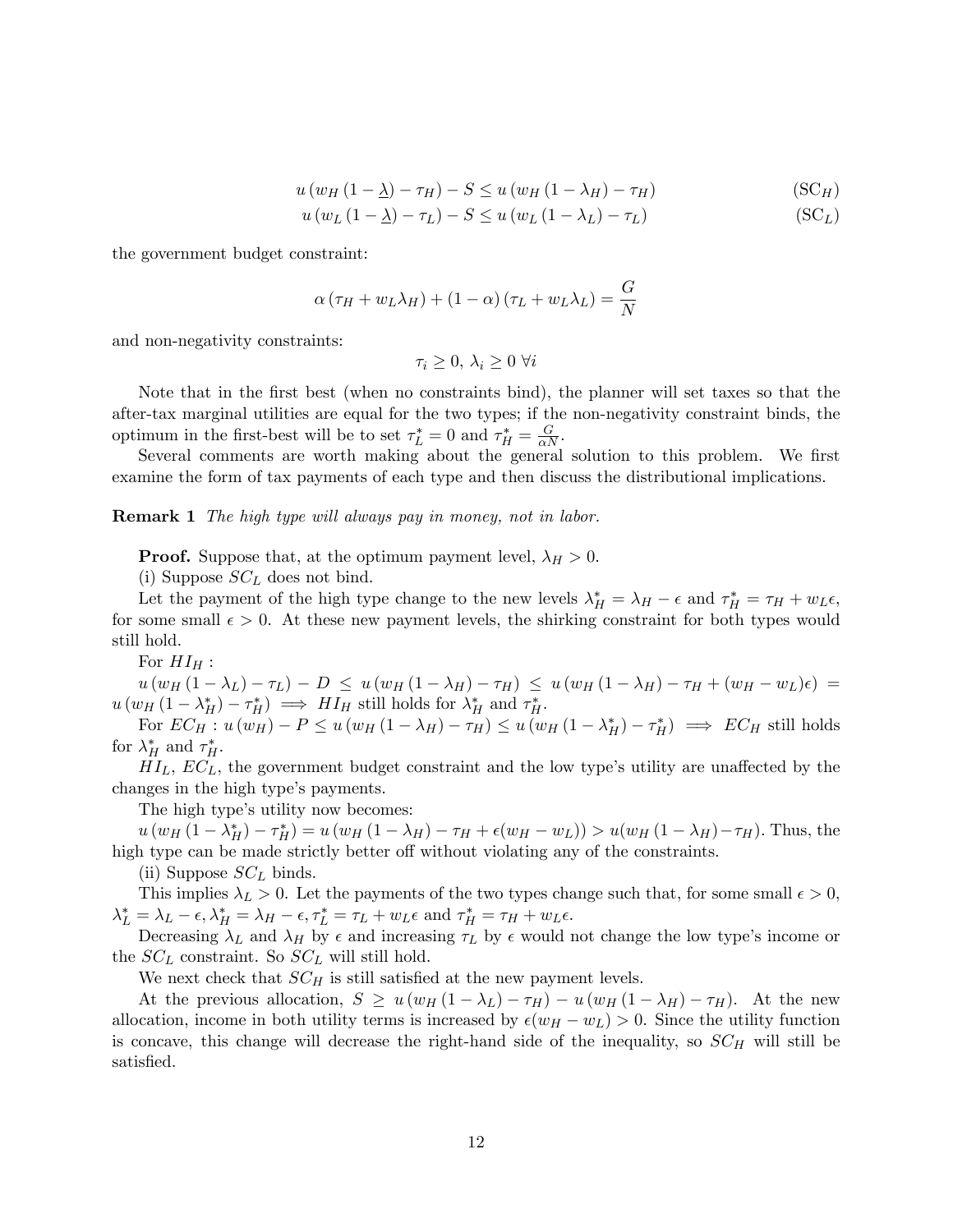$$u\left(w_H\left(1-\underline{\lambda}\right)-\tau_H\right)-S \leq u\left(w_H\left(1-\lambda_H\right)-\tau_H\right) \tag{SC$_H$}$$

$$u\left(w_L\left(1-\underline{\lambda}\right)-\tau_L\right)-S \leq u\left(w_L\left(1-\lambda_L\right)-\tau_L\right) \tag{SC$_L$}$$

the government budget constraint:

$$\alpha\left(\tau_H+w_L\lambda_H\right)+(1-\alpha)\left(\tau_L+w_L\lambda_L\right)=\frac{G}{N}$$

and non-negativity constraints:

$$\tau_i \geq 0,\ \lambda_i \geq 0\ \forall i$$

Note that in the first best (when no constraints bind), the planner will set taxes so that the after-tax marginal utilities are equal for the two types; if the non-negativity constraint binds, the optimum in the first-best will be to set $\tau_L^*=0$ and $\tau_H^*=\frac{G}{\alpha N}$.

Several comments are worth making about the general solution to this problem. We first examine the form of tax payments of each type and then discuss the distributional implications.

**Remark 1** *The high type will always pay in money, not in labor.*

**Proof.** Suppose that, at the optimum payment level, $\lambda_H>0$.

(i) Suppose $SC_L$ does not bind.

Let the payment of the high type change to the new levels $\lambda_H^*=\lambda_H-\epsilon$ and $\tau_H^*=\tau_H+w_L\epsilon$, for some small $\epsilon>0$. At these new payment levels, the shirking constraint for both types would still hold.

For $HI_H$ :

$u\left(w_H\left(1-\lambda_L\right)-\tau_L\right)-D \leq u\left(w_H\left(1-\lambda_H\right)-\tau_H\right) \leq u\left(w_H\left(1-\lambda_H\right)-\tau_H+(w_H-w_L)\epsilon\right)=u\left(w_H\left(1-\lambda_H^*\right)-\tau_H^*\right) \implies HI_H$ still holds for $\lambda_H^*$ and $\tau_H^*$.

For $EC_H$ : $u\left(w_H\right)-P \leq u\left(w_H\left(1-\lambda_H\right)-\tau_H\right) \leq u\left(w_H\left(1-\lambda_H^*\right)-\tau_H^*\right) \implies EC_H$ still holds for $\lambda_H^*$ and $\tau_H^*$.

$HI_L$, $EC_L$, the government budget constraint and the low type's utility are unaffected by the changes in the high type's payments.

The high type's utility now becomes:

$u\left(w_H\left(1-\lambda_H^*\right)-\tau_H^*\right)=u\left(w_H\left(1-\lambda_H\right)-\tau_H+\epsilon(w_H-w_L)\right)>u(w_H\left(1-\lambda_H\right)-\tau_H)$. Thus, the high type can be made strictly better off without violating any of the constraints.

(ii) Suppose $SC_L$ binds.

This implies $\lambda_L>0$. Let the payments of the two types change such that, for some small $\epsilon>0$, $\lambda_L^*=\lambda_L-\epsilon, \lambda_H^*=\lambda_H-\epsilon, \tau_L^*=\tau_L+w_L\epsilon$ and $\tau_H^*=\tau_H+w_L\epsilon$.

Decreasing $\lambda_L$ and $\lambda_H$ by $\epsilon$ and increasing $\tau_L$ by $\epsilon$ would not change the low type's income or the $SC_L$ constraint. So $SC_L$ will still hold.

We next check that $SC_H$ is still satisfied at the new payment levels.

At the previous allocation, $S \geq u\left(w_H\left(1-\lambda_L\right)-\tau_H\right)-u\left(w_H\left(1-\lambda_H\right)-\tau_H\right)$. At the new allocation, income in both utility terms is increased by $\epsilon(w_H-w_L)>0$. Since the utility function is concave, this change will decrease the right-hand side of the inequality, so $SC_H$ will still be satisfied.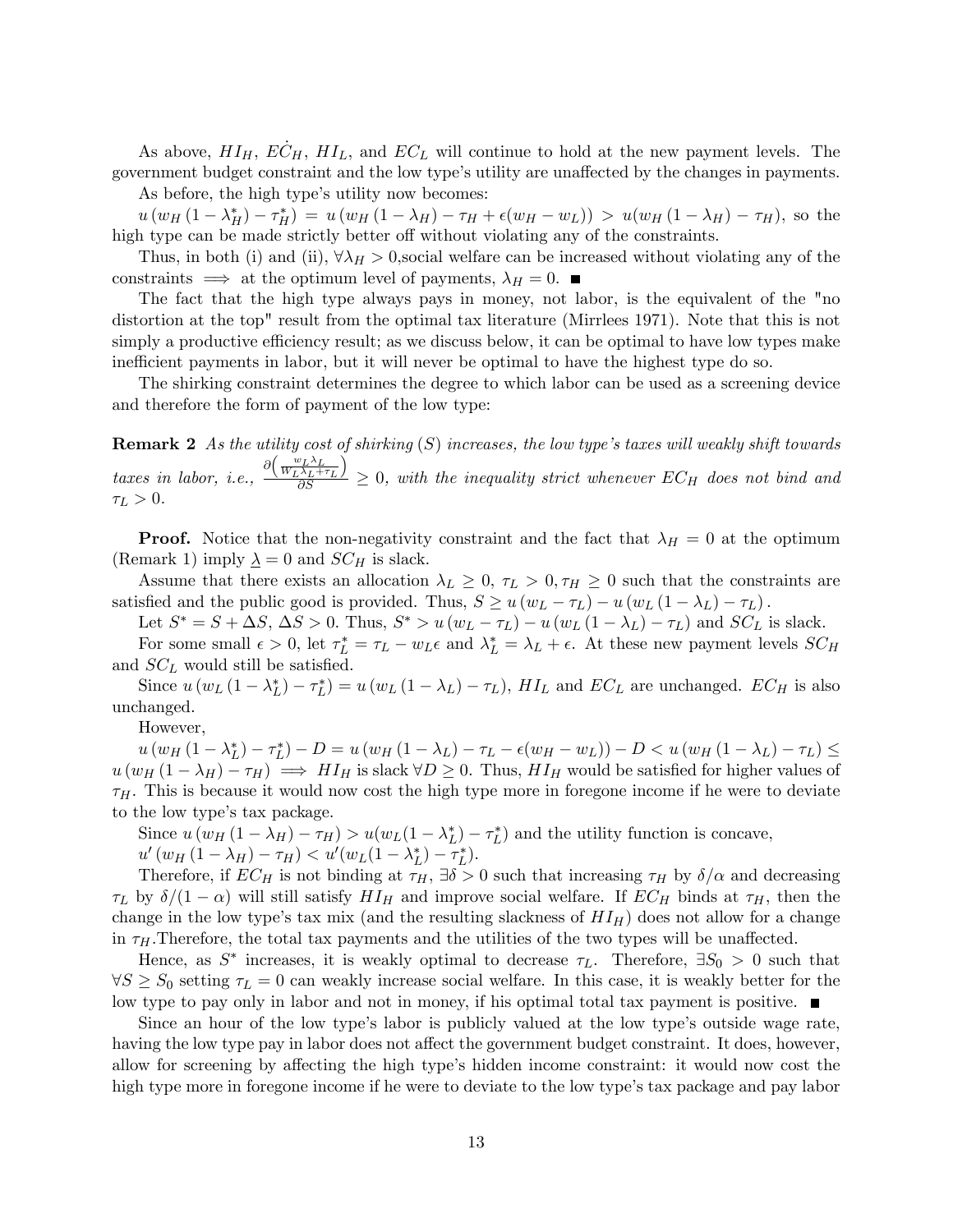As above, $HI_H$, $\dot{EC}_H$, $HI_L$, and $EC_L$ will continue to hold at the new payment levels. The government budget constraint and the low type's utility are unaffected by the changes in payments.

As before, the high type's utility now becomes:

$u\left(w_H\left(1-\lambda_H^*\right)-\tau_H^*\right) = u\left(w_H\left(1-\lambda_H\right)-\tau_H+\epsilon(w_H-w_L)\right) > u(w_H\left(1-\lambda_H\right)-\tau_H)$, so the high type can be made strictly better off without violating any of the constraints.

Thus, in both (i) and (ii), $\forall \lambda_H > 0$,social welfare can be increased without violating any of the constraints $\implies$ at the optimum level of payments, $\lambda_H = 0$. ■

The fact that the high type always pays in money, not labor, is the equivalent of the "no distortion at the top" result from the optimal tax literature (Mirrlees 1971). Note that this is not simply a productive efficiency result; as we discuss below, it can be optimal to have low types make inefficient payments in labor, but it will never be optimal to have the highest type do so.

The shirking constraint determines the degree to which labor can be used as a screening device and therefore the form of payment of the low type:

**Remark 2** *As the utility cost of shirking ($S$) increases, the low type's taxes will weakly shift towards taxes in labor, i.e.,* $\frac{\partial\left(\frac{w_L\lambda_L}{W_L\lambda_L+\tau_L}\right)}{\partial S} \geq 0$, *with the inequality strict whenever $EC_H$ does not bind and $\tau_L > 0$.*

**Proof.** Notice that the non-negativity constraint and the fact that $\lambda_H = 0$ at the optimum (Remark 1) imply $\underline{\lambda} = 0$ and $SC_H$ is slack.

Assume that there exists an allocation $\lambda_L \geq 0$, $\tau_L > 0, \tau_H \geq 0$ such that the constraints are satisfied and the public good is provided. Thus, $S \geq u\left(w_L-\tau_L\right)-u\left(w_L\left(1-\lambda_L\right)-\tau_L\right)$.

Let $S^* = S+\Delta S$, $\Delta S > 0$. Thus, $S^* > u\left(w_L-\tau_L\right)-u\left(w_L\left(1-\lambda_L\right)-\tau_L\right)$ and $SC_L$ is slack.

For some small $\epsilon > 0$, let $\tau_L^* = \tau_L - w_L\epsilon$ and $\lambda_L^* = \lambda_L+\epsilon$. At these new payment levels $SC_H$ and $SC_L$ would still be satisfied.

Since $u\left(w_L\left(1-\lambda_L^*\right)-\tau_L^*\right) = u\left(w_L\left(1-\lambda_L\right)-\tau_L\right)$, $HI_L$ and $EC_L$ are unchanged. $EC_H$ is also unchanged.

However,

$u\left(w_H\left(1-\lambda_L^*\right)-\tau_L^*\right)-D = u\left(w_H\left(1-\lambda_L\right)-\tau_L-\epsilon(w_H-w_L)\right)-D < u\left(w_H\left(1-\lambda_L\right)-\tau_L\right) \leq u\left(w_H\left(1-\lambda_H\right)-\tau_H\right) \implies HI_H$ is slack $\forall D \geq 0$. Thus, $HI_H$ would be satisfied for higher values of $\tau_H$. This is because it would now cost the high type more in foregone income if he were to deviate to the low type's tax package.

Since $u\left(w_H\left(1-\lambda_H\right)-\tau_H\right) > u(w_L(1-\lambda_L^*)-\tau_L^*)$ and the utility function is concave,

$u'\left(w_H\left(1-\lambda_H\right)-\tau_H\right) < u'(w_L(1-\lambda_L^*)-\tau_L^*)$.

Therefore, if $EC_H$ is not binding at $\tau_H$, $\exists \delta > 0$ such that increasing $\tau_H$ by $\delta/\alpha$ and decreasing $\tau_L$ by $\delta/(1-\alpha)$ will still satisfy $HI_H$ and improve social welfare. If $EC_H$ binds at $\tau_H$, then the change in the low type's tax mix (and the resulting slackness of $HI_H$) does not allow for a change in $\tau_H$.Therefore, the total tax payments and the utilities of the two types will be unaffected.

Hence, as $S^*$ increases, it is weakly optimal to decrease $\tau_L$. Therefore, $\exists S_0 > 0$ such that $\forall S \geq S_0$ setting $\tau_L = 0$ can weakly increase social welfare. In this case, it is weakly better for the low type to pay only in labor and not in money, if his optimal total tax payment is positive. ■

Since an hour of the low type's labor is publicly valued at the low type's outside wage rate, having the low type pay in labor does not affect the government budget constraint. It does, however, allow for screening by affecting the high type's hidden income constraint: it would now cost the high type more in foregone income if he were to deviate to the low type's tax package and pay labor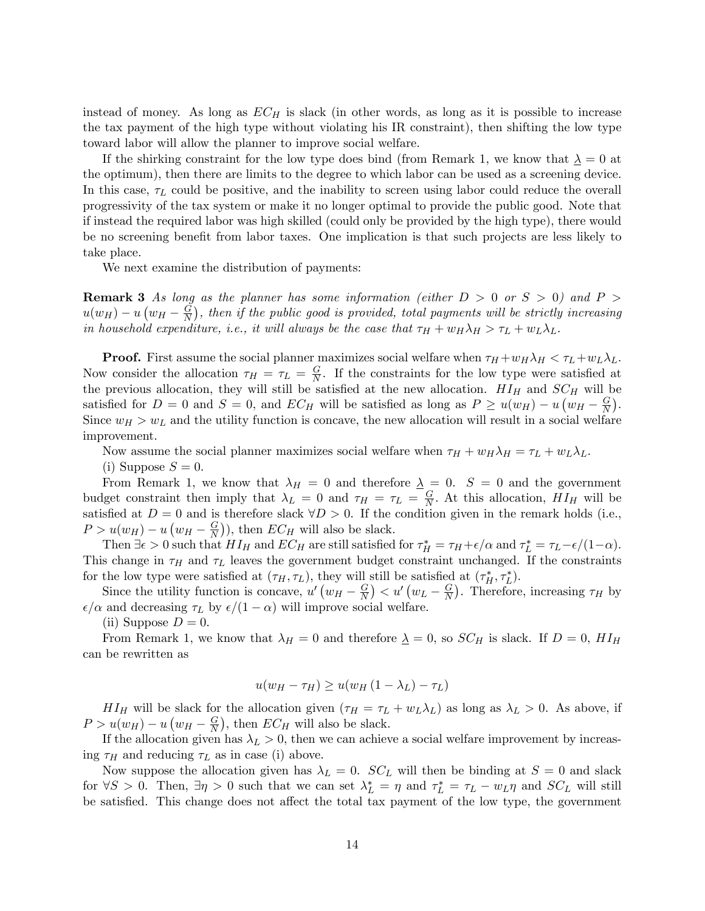instead of money. As long as $EC_H$ is slack (in other words, as long as it is possible to increase the tax payment of the high type without violating his IR constraint), then shifting the low type toward labor will allow the planner to improve social welfare.

If the shirking constraint for the low type does bind (from Remark 1, we know that $\underline{\lambda} = 0$ at the optimum), then there are limits to the degree to which labor can be used as a screening device. In this case, $\tau_L$ could be positive, and the inability to screen using labor could reduce the overall progressivity of the tax system or make it no longer optimal to provide the public good. Note that if instead the required labor was high skilled (could only be provided by the high type), there would be no screening benefit from labor taxes. One implication is that such projects are less likely to take place.

We next examine the distribution of payments:

**Remark 3** *As long as the planner has some information (either $D > 0$ or $S > 0$) and $P > u(w_H) - u\left(w_H - \frac{G}{N}\right)$, then if the public good is provided, total payments will be strictly increasing in household expenditure, i.e., it will always be the case that $\tau_H + w_H\lambda_H > \tau_L + w_L\lambda_L$.*

**Proof.** First assume the social planner maximizes social welfare when $\tau_H + w_H\lambda_H < \tau_L + w_L\lambda_L$. Now consider the allocation $\tau_H = \tau_L = \frac{G}{N}$. If the constraints for the low type were satisfied at the previous allocation, they will still be satisfied at the new allocation. $HI_H$ and $SC_H$ will be satisfied for $D = 0$ and $S = 0$, and $EC_H$ will be satisfied as long as $P \geq u(w_H) - u\left(w_H - \frac{G}{N}\right)$. Since $w_H > w_L$ and the utility function is concave, the new allocation will result in a social welfare improvement.

Now assume the social planner maximizes social welfare when $\tau_H + w_H\lambda_H = \tau_L + w_L\lambda_L$.

(i) Suppose $S = 0$.

From Remark 1, we know that $\lambda_H = 0$ and therefore $\underline{\lambda} = 0$. $S = 0$ and the government budget constraint then imply that $\lambda_L = 0$ and $\tau_H = \tau_L = \frac{G}{N}$. At this allocation, $HI_H$ will be satisfied at $D = 0$ and is therefore slack $\forall D > 0$. If the condition given in the remark holds (i.e., $P > u(w_H) - u\left(w_H - \frac{G}{N}\right)$), then $EC_H$ will also be slack.

Then $\exists \epsilon > 0$ such that $HI_H$ and $EC_H$ are still satisfied for $\tau_H^* = \tau_H + \epsilon/\alpha$ and $\tau_L^* = \tau_L - \epsilon/(1-\alpha)$. This change in $\tau_H$ and $\tau_L$ leaves the government budget constraint unchanged. If the constraints for the low type were satisfied at $(\tau_H, \tau_L)$, they will still be satisfied at $(\tau_H^*, \tau_L^*)$.

Since the utility function is concave, $u'\left(w_H - \frac{G}{N}\right) < u'\left(w_L - \frac{G}{N}\right)$. Therefore, increasing $\tau_H$ by $\epsilon/\alpha$ and decreasing $\tau_L$ by $\epsilon/(1-\alpha)$ will improve social welfare.

(ii) Suppose $D = 0$.

From Remark 1, we know that $\lambda_H = 0$ and therefore $\underline{\lambda} = 0$, so $SC_H$ is slack. If $D = 0$, $HI_H$ can be rewritten as

$$u(w_H - \tau_H) \geq u(w_H(1 - \lambda_L) - \tau_L)$$

$HI_H$ will be slack for the allocation given ($\tau_H = \tau_L + w_L\lambda_L$) as long as $\lambda_L > 0$. As above, if $P > u(w_H) - u\left(w_H - \frac{G}{N}\right)$, then $EC_H$ will also be slack.

If the allocation given has $\lambda_L > 0$, then we can achieve a social welfare improvement by increasing $\tau_H$ and reducing $\tau_L$ as in case (i) above.

Now suppose the allocation given has $\lambda_L = 0$. $SC_L$ will then be binding at $S = 0$ and slack for $\forall S > 0$. Then, $\exists \eta > 0$ such that we can set $\lambda_L^* = \eta$ and $\tau_L^* = \tau_L - w_L\eta$ and $SC_L$ will still be satisfied. This change does not affect the total tax payment of the low type, the government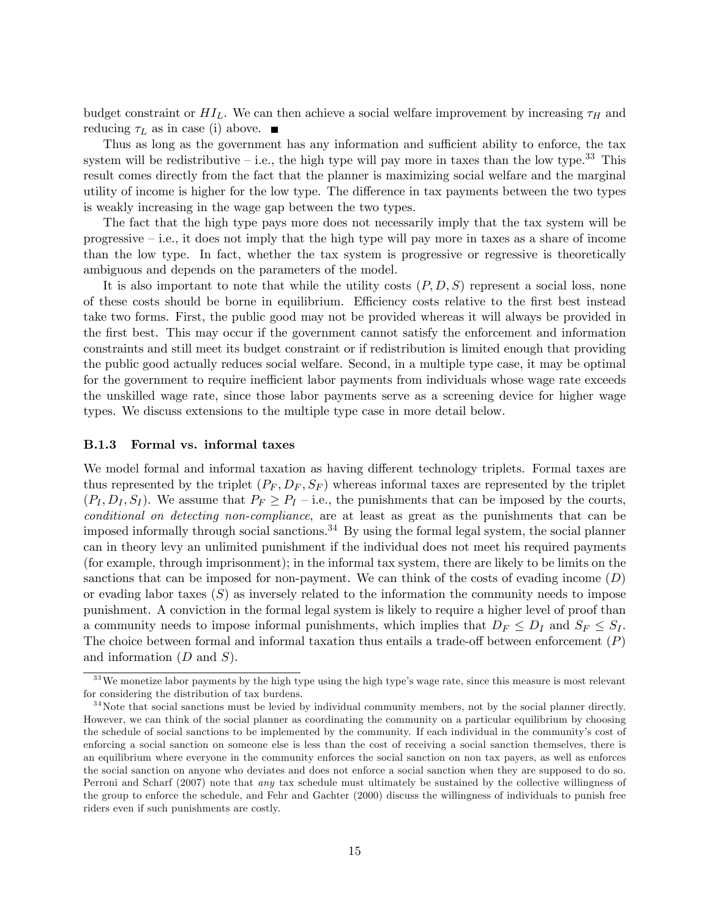budget constraint or $HI_L$. We can then achieve a social welfare improvement by increasing $\tau_H$ and reducing $\tau_L$ as in case (i) above. ■

Thus as long as the government has any information and sufficient ability to enforce, the tax system will be redistributive – i.e., the high type will pay more in taxes than the low type.[33] This result comes directly from the fact that the planner is maximizing social welfare and the marginal utility of income is higher for the low type. The difference in tax payments between the two types is weakly increasing in the wage gap between the two types.

The fact that the high type pays more does not necessarily imply that the tax system will be progressive – i.e., it does not imply that the high type will pay more in taxes as a share of income than the low type. In fact, whether the tax system is progressive or regressive is theoretically ambiguous and depends on the parameters of the model.

It is also important to note that while the utility costs $(P, D, S)$ represent a social loss, none of these costs should be borne in equilibrium. Efficiency costs relative to the first best instead take two forms. First, the public good may not be provided whereas it will always be provided in the first best. This may occur if the government cannot satisfy the enforcement and information constraints and still meet its budget constraint or if redistribution is limited enough that providing the public good actually reduces social welfare. Second, in a multiple type case, it may be optimal for the government to require inefficient labor payments from individuals whose wage rate exceeds the unskilled wage rate, since those labor payments serve as a screening device for higher wage types. We discuss extensions to the multiple type case in more detail below.

### B.1.3 Formal vs. informal taxes

We model formal and informal taxation as having different technology triplets. Formal taxes are thus represented by the triplet $(P_F, D_F, S_F)$ whereas informal taxes are represented by the triplet $(P_I, D_I, S_I)$. We assume that $P_F \geq P_I$ – i.e., the punishments that can be imposed by the courts, *conditional on detecting non-compliance*, are at least as great as the punishments that can be imposed informally through social sanctions.[34] By using the formal legal system, the social planner can in theory levy an unlimited punishment if the individual does not meet his required payments (for example, through imprisonment); in the informal tax system, there are likely to be limits on the sanctions that can be imposed for non-payment. We can think of the costs of evading income $(D)$ or evading labor taxes $(S)$ as inversely related to the information the community needs to impose punishment. A conviction in the formal legal system is likely to require a higher level of proof than a community needs to impose informal punishments, which implies that $D_F \leq D_I$ and $S_F \leq S_I$. The choice between formal and informal taxation thus entails a trade-off between enforcement $(P)$ and information ($D$ and $S$).

[33] We monetize labor payments by the high type using the high type's wage rate, since this measure is most relevant for considering the distribution of tax burdens.

[34] Note that social sanctions must be levied by individual community members, not by the social planner directly. However, we can think of the social planner as coordinating the community on a particular equilibrium by choosing the schedule of social sanctions to be implemented by the community. If each individual in the community's cost of enforcing a social sanction on someone else is less than the cost of receiving a social sanction themselves, there is an equilibrium where everyone in the community enforces the social sanction on non tax payers, as well as enforces the social sanction on anyone who deviates and does not enforce a social sanction when they are supposed to do so. Perroni and Scharf (2007) note that *any* tax schedule must ultimately be sustained by the collective willingness of the group to enforce the schedule, and Fehr and Gachter (2000) discuss the willingness of individuals to punish free riders even if such punishments are costly.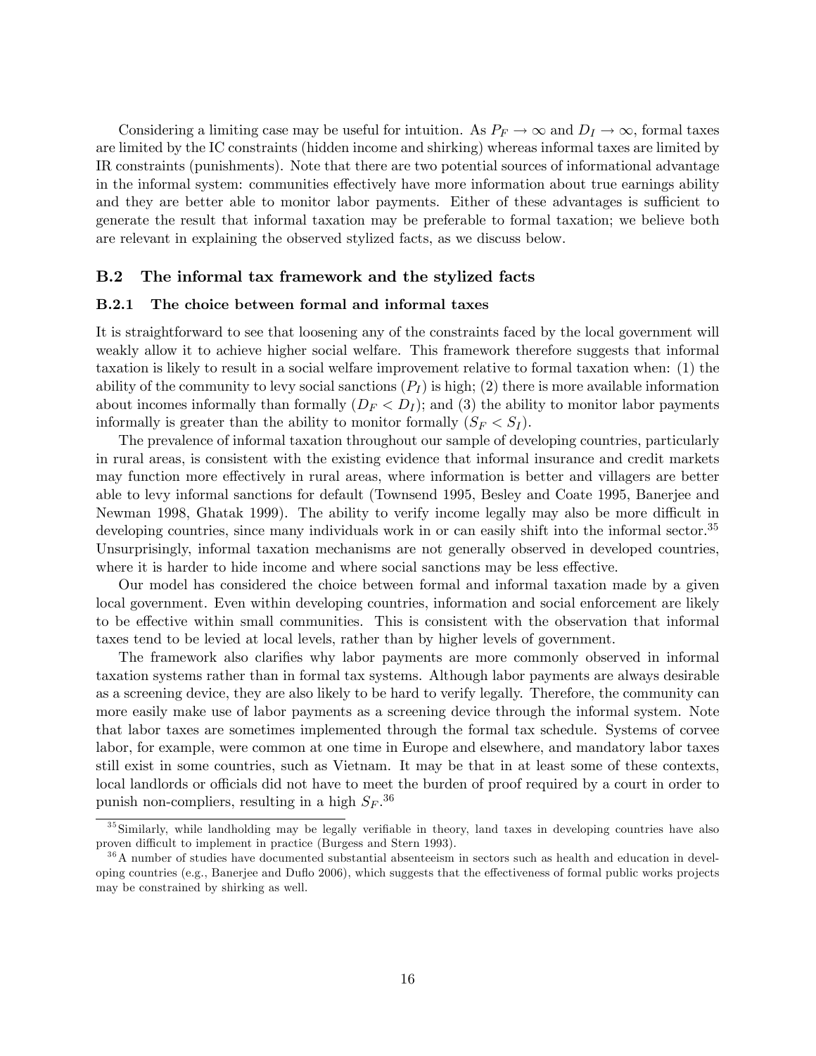Considering a limiting case may be useful for intuition. As $P_F \to \infty$ and $D_I \to \infty$, formal taxes are limited by the IC constraints (hidden income and shirking) whereas informal taxes are limited by IR constraints (punishments). Note that there are two potential sources of informational advantage in the informal system: communities effectively have more information about true earnings ability and they are better able to monitor labor payments. Either of these advantages is sufficient to generate the result that informal taxation may be preferable to formal taxation; we believe both are relevant in explaining the observed stylized facts, as we discuss below.

## B.2 The informal tax framework and the stylized facts

### B.2.1 The choice between formal and informal taxes

It is straightforward to see that loosening any of the constraints faced by the local government will weakly allow it to achieve higher social welfare. This framework therefore suggests that informal taxation is likely to result in a social welfare improvement relative to formal taxation when: (1) the ability of the community to levy social sanctions ($P_I$) is high; (2) there is more available information about incomes informally than formally ($D_F < D_I$); and (3) the ability to monitor labor payments informally is greater than the ability to monitor formally ($S_F < S_I$).

The prevalence of informal taxation throughout our sample of developing countries, particularly in rural areas, is consistent with the existing evidence that informal insurance and credit markets may function more effectively in rural areas, where information is better and villagers are better able to levy informal sanctions for default (Townsend 1995, Besley and Coate 1995, Banerjee and Newman 1998, Ghatak 1999). The ability to verify income legally may also be more difficult in developing countries, since many individuals work in or can easily shift into the informal sector.[35] Unsurprisingly, informal taxation mechanisms are not generally observed in developed countries, where it is harder to hide income and where social sanctions may be less effective.

Our model has considered the choice between formal and informal taxation made by a given local government. Even within developing countries, information and social enforcement are likely to be effective within small communities. This is consistent with the observation that informal taxes tend to be levied at local levels, rather than by higher levels of government.

The framework also clarifies why labor payments are more commonly observed in informal taxation systems rather than in formal tax systems. Although labor payments are always desirable as a screening device, they are also likely to be hard to verify legally. Therefore, the community can more easily make use of labor payments as a screening device through the informal system. Note that labor taxes are sometimes implemented through the formal tax schedule. Systems of corvee labor, for example, were common at one time in Europe and elsewhere, and mandatory labor taxes still exist in some countries, such as Vietnam. It may be that in at least some of these contexts, local landlords or officials did not have to meet the burden of proof required by a court in order to punish non-compliers, resulting in a high $S_F$.[36]

[35] Similarly, while landholding may be legally verifiable in theory, land taxes in developing countries have also proven difficult to implement in practice (Burgess and Stern 1993).

[36] A number of studies have documented substantial absenteeism in sectors such as health and education in developing countries (e.g., Banerjee and Duflo 2006), which suggests that the effectiveness of formal public works projects may be constrained by shirking as well.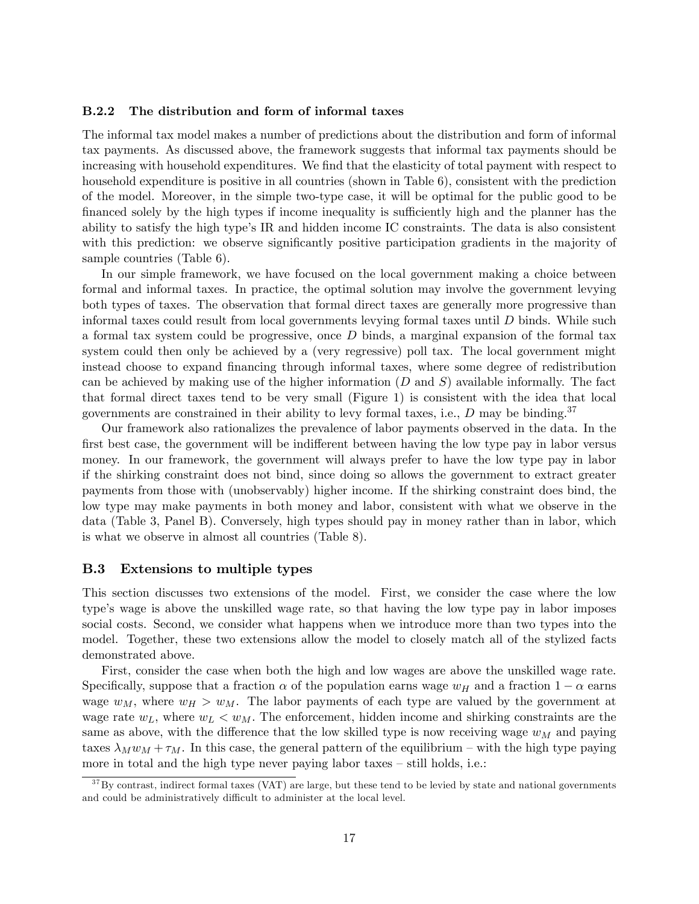### B.2.2 The distribution and form of informal taxes

The informal tax model makes a number of predictions about the distribution and form of informal tax payments. As discussed above, the framework suggests that informal tax payments should be increasing with household expenditures. We find that the elasticity of total payment with respect to household expenditure is positive in all countries (shown in Table 6), consistent with the prediction of the model. Moreover, in the simple two-type case, it will be optimal for the public good to be financed solely by the high types if income inequality is sufficiently high and the planner has the ability to satisfy the high type's IR and hidden income IC constraints. The data is also consistent with this prediction: we observe significantly positive participation gradients in the majority of sample countries (Table 6).

In our simple framework, we have focused on the local government making a choice between formal and informal taxes. In practice, the optimal solution may involve the government levying both types of taxes. The observation that formal direct taxes are generally more progressive than informal taxes could result from local governments levying formal taxes until $D$ binds. While such a formal tax system could be progressive, once $D$ binds, a marginal expansion of the formal tax system could then only be achieved by a (very regressive) poll tax. The local government might instead choose to expand financing through informal taxes, where some degree of redistribution can be achieved by making use of the higher information ($D$ and $S$) available informally. The fact that formal direct taxes tend to be very small (Figure 1) is consistent with the idea that local governments are constrained in their ability to levy formal taxes, i.e., $D$ may be binding.[37]

Our framework also rationalizes the prevalence of labor payments observed in the data. In the first best case, the government will be indifferent between having the low type pay in labor versus money. In our framework, the government will always prefer to have the low type pay in labor if the shirking constraint does not bind, since doing so allows the government to extract greater payments from those with (unobservably) higher income. If the shirking constraint does bind, the low type may make payments in both money and labor, consistent with what we observe in the data (Table 3, Panel B). Conversely, high types should pay in money rather than in labor, which is what we observe in almost all countries (Table 8).

## B.3 Extensions to multiple types

This section discusses two extensions of the model. First, we consider the case where the low type's wage is above the unskilled wage rate, so that having the low type pay in labor imposes social costs. Second, we consider what happens when we introduce more than two types into the model. Together, these two extensions allow the model to closely match all of the stylized facts demonstrated above.

First, consider the case when both the high and low wages are above the unskilled wage rate. Specifically, suppose that a fraction $\alpha$ of the population earns wage $w_H$ and a fraction $1 - \alpha$ earns wage $w_M$, where $w_H > w_M$. The labor payments of each type are valued by the government at wage rate $w_L$, where $w_L < w_M$. The enforcement, hidden income and shirking constraints are the same as above, with the difference that the low skilled type is now receiving wage $w_M$ and paying taxes $\lambda_M w_M + \tau_M$. In this case, the general pattern of the equilibrium – with the high type paying more in total and the high type never paying labor taxes – still holds, i.e.:

[37] By contrast, indirect formal taxes (VAT) are large, but these tend to be levied by state and national governments and could be administratively difficult to administer at the local level.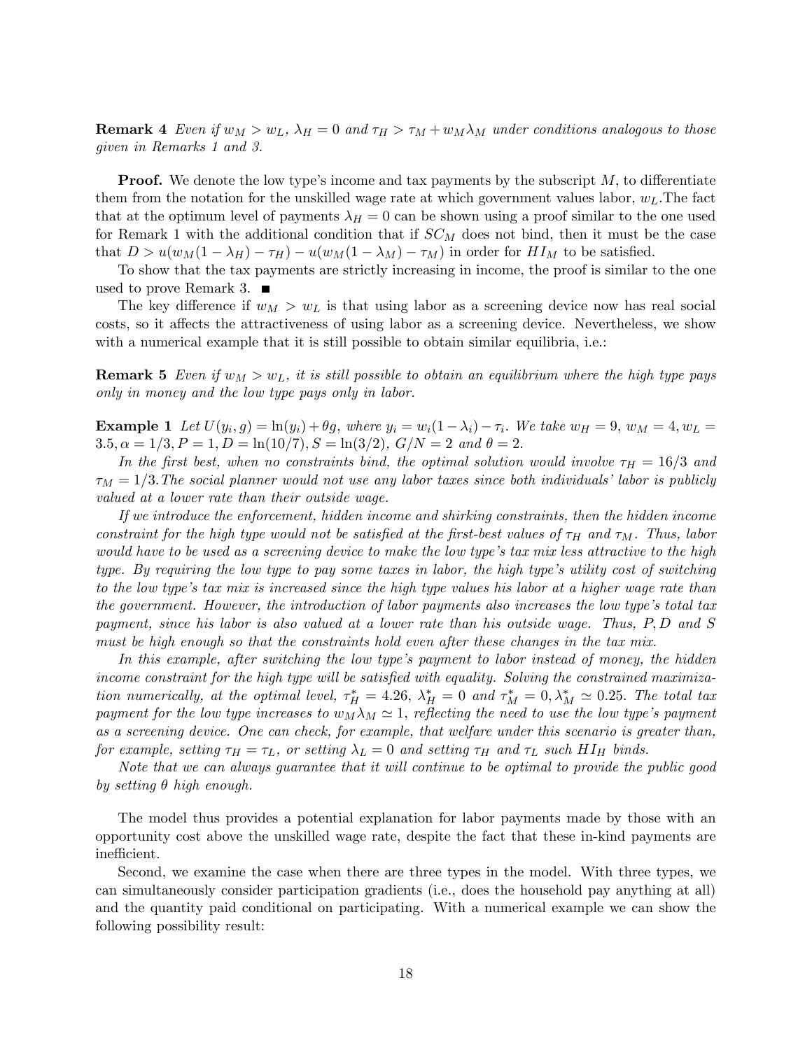**Remark 4** *Even if $w_M > w_L$, $\lambda_H = 0$ and $\tau_H > \tau_M + w_M\lambda_M$ under conditions analogous to those given in Remarks 1 and 3.*

**Proof.** We denote the low type's income and tax payments by the subscript $M$, to differentiate them from the notation for the unskilled wage rate at which government values labor, $w_L$.The fact that at the optimum level of payments $\lambda_H = 0$ can be shown using a proof similar to the one used for Remark 1 with the additional condition that if $SC_M$ does not bind, then it must be the case that $D > u(w_M(1-\lambda_H) - \tau_H) - u(w_M(1-\lambda_M) - \tau_M)$ in order for $HI_M$ to be satisfied.

To show that the tax payments are strictly increasing in income, the proof is similar to the one used to prove Remark 3. ■

The key difference if $w_M > w_L$ is that using labor as a screening device now has real social costs, so it affects the attractiveness of using labor as a screening device. Nevertheless, we show with a numerical example that it is still possible to obtain similar equilibria, i.e.:

**Remark 5** *Even if $w_M > w_L$, it is still possible to obtain an equilibrium where the high type pays only in money and the low type pays only in labor.*

**Example 1** *Let $U(y_i, g) = \ln(y_i) + \theta g$, where $y_i = w_i(1-\lambda_i) - \tau_i$. We take $w_H = 9$, $w_M = 4, w_L = 3.5, \alpha = 1/3, P = 1, D = \ln(10/7), S = \ln(3/2)$, $G/N = 2$ and $\theta = 2$.*

*In the first best, when no constraints bind, the optimal solution would involve $\tau_H = 16/3$ and $\tau_M = 1/3$.The social planner would not use any labor taxes since both individuals' labor is publicly valued at a lower rate than their outside wage.*

*If we introduce the enforcement, hidden income and shirking constraints, then the hidden income constraint for the high type would not be satisfied at the first-best values of $\tau_H$ and $\tau_M$. Thus, labor would have to be used as a screening device to make the low type's tax mix less attractive to the high type. By requiring the low type to pay some taxes in labor, the high type's utility cost of switching to the low type's tax mix is increased since the high type values his labor at a higher wage rate than the government. However, the introduction of labor payments also increases the low type's total tax payment, since his labor is also valued at a lower rate than his outside wage. Thus, $P, D$ and $S$ must be high enough so that the constraints hold even after these changes in the tax mix.*

*In this example, after switching the low type's payment to labor instead of money, the hidden income constraint for the high type will be satisfied with equality. Solving the constrained maximization numerically, at the optimal level, $\tau_H^* = 4.26$, $\lambda_H^* = 0$ and $\tau_M^* = 0, \lambda_M^* \simeq 0.25$. The total tax payment for the low type increases to $w_M\lambda_M \simeq 1$, reflecting the need to use the low type's payment as a screening device. One can check, for example, that welfare under this scenario is greater than, for example, setting $\tau_H = \tau_L$, or setting $\lambda_L = 0$ and setting $\tau_H$ and $\tau_L$ such $HI_H$ binds.*

*Note that we can always guarantee that it will continue to be optimal to provide the public good by setting $\theta$ high enough.*

The model thus provides a potential explanation for labor payments made by those with an opportunity cost above the unskilled wage rate, despite the fact that these in-kind payments are inefficient.

Second, we examine the case when there are three types in the model. With three types, we can simultaneously consider participation gradients (i.e., does the household pay anything at all) and the quantity paid conditional on participating. With a numerical example we can show the following possibility result: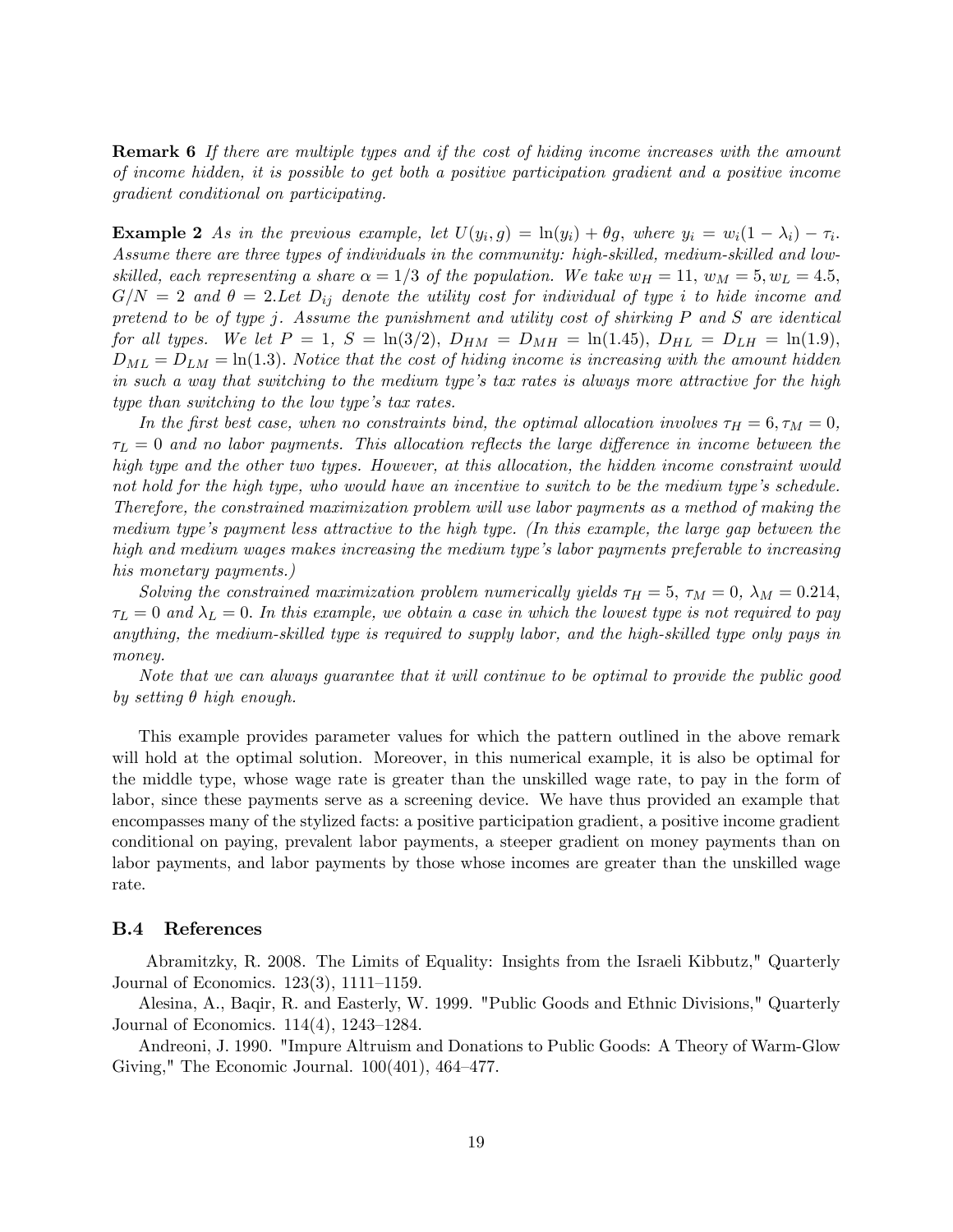**Remark 6** *If there are multiple types and if the cost of hiding income increases with the amount of income hidden, it is possible to get both a positive participation gradient and a positive income gradient conditional on participating.*

**Example 2** *As in the previous example, let $U(y_i, g) = \ln(y_i) + \theta g$, where $y_i = w_i(1 - \lambda_i) - \tau_i$. Assume there are three types of individuals in the community: high-skilled, medium-skilled and low-skilled, each representing a share $\alpha = 1/3$ of the population. We take $w_H = 11$, $w_M = 5, w_L = 4.5$, $G/N = 2$ and $\theta = 2$.Let $D_{ij}$ denote the utility cost for individual of type $i$ to hide income and pretend to be of type $j$. Assume the punishment and utility cost of shirking $P$ and $S$ are identical for all types. We let $P = 1$, $S = \ln(3/2)$, $D_{HM} = D_{MH} = \ln(1.45)$, $D_{HL} = D_{LH} = \ln(1.9)$, $D_{ML} = D_{LM} = \ln(1.3)$. Notice that the cost of hiding income is increasing with the amount hidden in such a way that switching to the medium type's tax rates is always more attractive for the high type than switching to the low type's tax rates.*

*In the first best case, when no constraints bind, the optimal allocation involves $\tau_H = 6, \tau_M = 0$, $\tau_L = 0$ and no labor payments. This allocation reflects the large difference in income between the high type and the other two types. However, at this allocation, the hidden income constraint would not hold for the high type, who would have an incentive to switch to be the medium type's schedule. Therefore, the constrained maximization problem will use labor payments as a method of making the medium type's payment less attractive to the high type. (In this example, the large gap between the high and medium wages makes increasing the medium type's labor payments preferable to increasing his monetary payments.)*

*Solving the constrained maximization problem numerically yields $\tau_H = 5$, $\tau_M = 0$, $\lambda_M = 0.214$, $\tau_L = 0$ and $\lambda_L = 0$. In this example, we obtain a case in which the lowest type is not required to pay anything, the medium-skilled type is required to supply labor, and the high-skilled type only pays in money.*

*Note that we can always guarantee that it will continue to be optimal to provide the public good by setting $\theta$ high enough.*

This example provides parameter values for which the pattern outlined in the above remark will hold at the optimal solution. Moreover, in this numerical example, it is also be optimal for the middle type, whose wage rate is greater than the unskilled wage rate, to pay in the form of labor, since these payments serve as a screening device. We have thus provided an example that encompasses many of the stylized facts: a positive participation gradient, a positive income gradient conditional on paying, prevalent labor payments, a steeper gradient on money payments than on labor payments, and labor payments by those whose incomes are greater than the unskilled wage rate.

### B.4 References

Abramitzky, R. 2008. The Limits of Equality: Insights from the Israeli Kibbutz," Quarterly Journal of Economics. 123(3), 1111–1159.

Alesina, A., Baqir, R. and Easterly, W. 1999. "Public Goods and Ethnic Divisions," Quarterly Journal of Economics. 114(4), 1243–1284.

Andreoni, J. 1990. "Impure Altruism and Donations to Public Goods: A Theory of Warm-Glow Giving," The Economic Journal. 100(401), 464–477.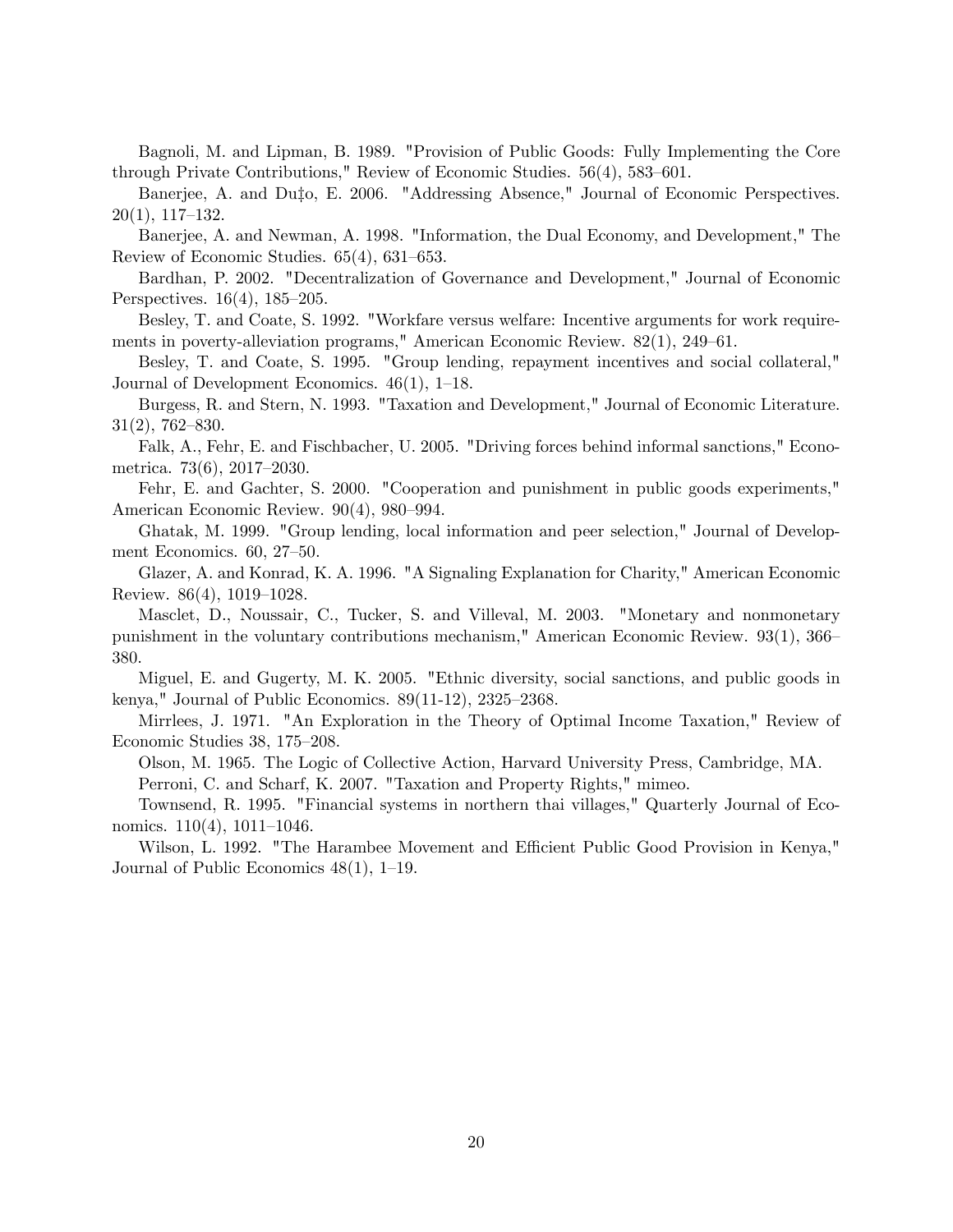Bagnoli, M. and Lipman, B. 1989. "Provision of Public Goods: Fully Implementing the Core through Private Contributions," Review of Economic Studies. 56(4), 583–601.

Banerjee, A. and Du‡o, E. 2006. "Addressing Absence," Journal of Economic Perspectives. 20(1), 117–132.

Banerjee, A. and Newman, A. 1998. "Information, the Dual Economy, and Development," The Review of Economic Studies. 65(4), 631–653.

Bardhan, P. 2002. "Decentralization of Governance and Development," Journal of Economic Perspectives. 16(4), 185–205.

Besley, T. and Coate, S. 1992. "Workfare versus welfare: Incentive arguments for work requirements in poverty-alleviation programs," American Economic Review. 82(1), 249–61.

Besley, T. and Coate, S. 1995. "Group lending, repayment incentives and social collateral," Journal of Development Economics. 46(1), 1–18.

Burgess, R. and Stern, N. 1993. "Taxation and Development," Journal of Economic Literature. 31(2), 762–830.

Falk, A., Fehr, E. and Fischbacher, U. 2005. "Driving forces behind informal sanctions," Econometrica. 73(6), 2017–2030.

Fehr, E. and Gachter, S. 2000. "Cooperation and punishment in public goods experiments," American Economic Review. 90(4), 980–994.

Ghatak, M. 1999. "Group lending, local information and peer selection," Journal of Development Economics. 60, 27–50.

Glazer, A. and Konrad, K. A. 1996. "A Signaling Explanation for Charity," American Economic Review. 86(4), 1019–1028.

Masclet, D., Noussair, C., Tucker, S. and Villeval, M. 2003. "Monetary and nonmonetary punishment in the voluntary contributions mechanism," American Economic Review. 93(1), 366–380.

Miguel, E. and Gugerty, M. K. 2005. "Ethnic diversity, social sanctions, and public goods in kenya," Journal of Public Economics. 89(11-12), 2325–2368.

Mirrlees, J. 1971. "An Exploration in the Theory of Optimal Income Taxation," Review of Economic Studies 38, 175–208.

Olson, M. 1965. The Logic of Collective Action, Harvard University Press, Cambridge, MA.

Perroni, C. and Scharf, K. 2007. "Taxation and Property Rights," mimeo.

Townsend, R. 1995. "Financial systems in northern thai villages," Quarterly Journal of Economics. 110(4), 1011–1046.

Wilson, L. 1992. "The Harambee Movement and Efficient Public Good Provision in Kenya," Journal of Public Economics 48(1), 1–19.